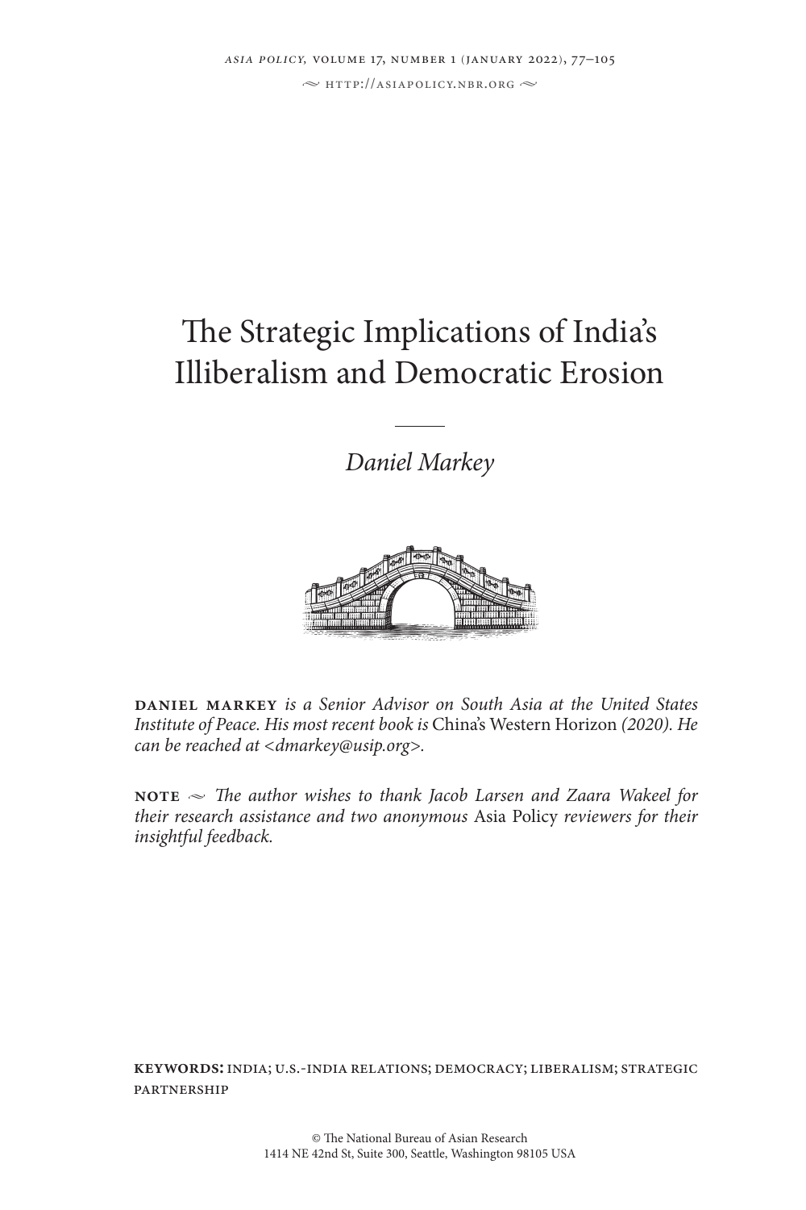# The Strategic Implications of India's Illiberalism and Democratic Erosion

*Daniel Markey*

**DANIEL MARKEY** *is a Senior Advisor on South Asia at the United States Institute of Peace. His most recent book is* China's Western Horizon *(2020). He can be reached at <dmarkey@usip.org>.*

**NOTE** ~ *The author wishes to thank Jacob Larsen and Zaara Wakeel for their research assistance and two anonymous* Asia Policy *reviewers for their insightful feedback.*

**KEYWORDS:** INDIA; U.S.-INDIA RELATIONS; DEMOCRACY; LIBERALISM; STRATEGIC PARTNERSHIP

© The National Bureau of Asian Research
1414 NE 42nd St, Suite 300, Seattle, Washington 98105 USA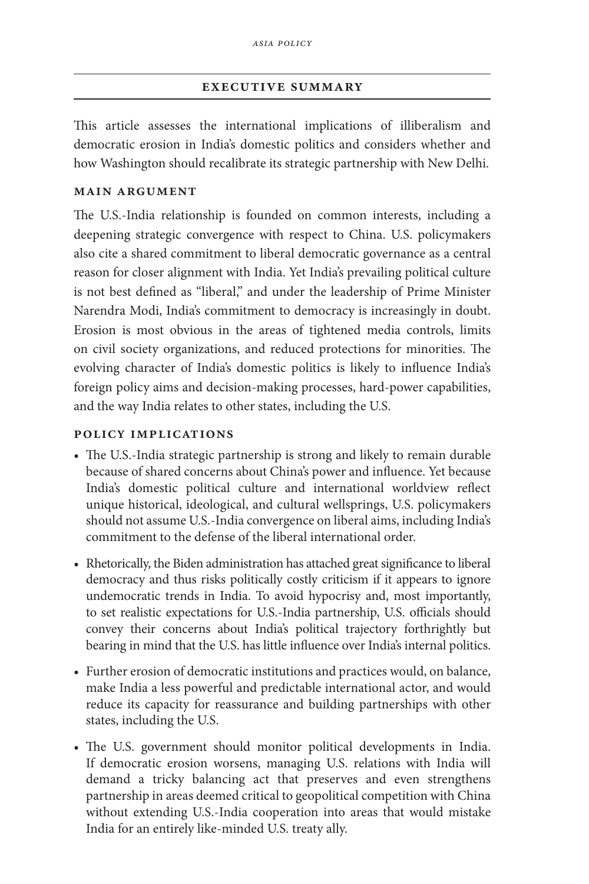## EXECUTIVE SUMMARY

This article assesses the international implications of illiberalism and democratic erosion in India's domestic politics and considers whether and how Washington should recalibrate its strategic partnership with New Delhi.

### MAIN ARGUMENT

The U.S.-India relationship is founded on common interests, including a deepening strategic convergence with respect to China. U.S. policymakers also cite a shared commitment to liberal democratic governance as a central reason for closer alignment with India. Yet India's prevailing political culture is not best defined as "liberal," and under the leadership of Prime Minister Narendra Modi, India's commitment to democracy is increasingly in doubt. Erosion is most obvious in the areas of tightened media controls, limits on civil society organizations, and reduced protections for minorities. The evolving character of India's domestic politics is likely to influence India's foreign policy aims and decision-making processes, hard-power capabilities, and the way India relates to other states, including the U.S.

### POLICY IMPLICATIONS

- The U.S.-India strategic partnership is strong and likely to remain durable because of shared concerns about China's power and influence. Yet because India's domestic political culture and international worldview reflect unique historical, ideological, and cultural wellsprings, U.S. policymakers should not assume U.S.-India convergence on liberal aims, including India's commitment to the defense of the liberal international order.
- Rhetorically, the Biden administration has attached great significance to liberal democracy and thus risks politically costly criticism if it appears to ignore undemocratic trends in India. To avoid hypocrisy and, most importantly, to set realistic expectations for U.S.-India partnership, U.S. officials should convey their concerns about India's political trajectory forthrightly but bearing in mind that the U.S. has little influence over India's internal politics.
- Further erosion of democratic institutions and practices would, on balance, make India a less powerful and predictable international actor, and would reduce its capacity for reassurance and building partnerships with other states, including the U.S.
- The U.S. government should monitor political developments in India. If democratic erosion worsens, managing U.S. relations with India will demand a tricky balancing act that preserves and even strengthens partnership in areas deemed critical to geopolitical competition with China without extending U.S.-India cooperation into areas that would mistake India for an entirely like-minded U.S. treaty ally.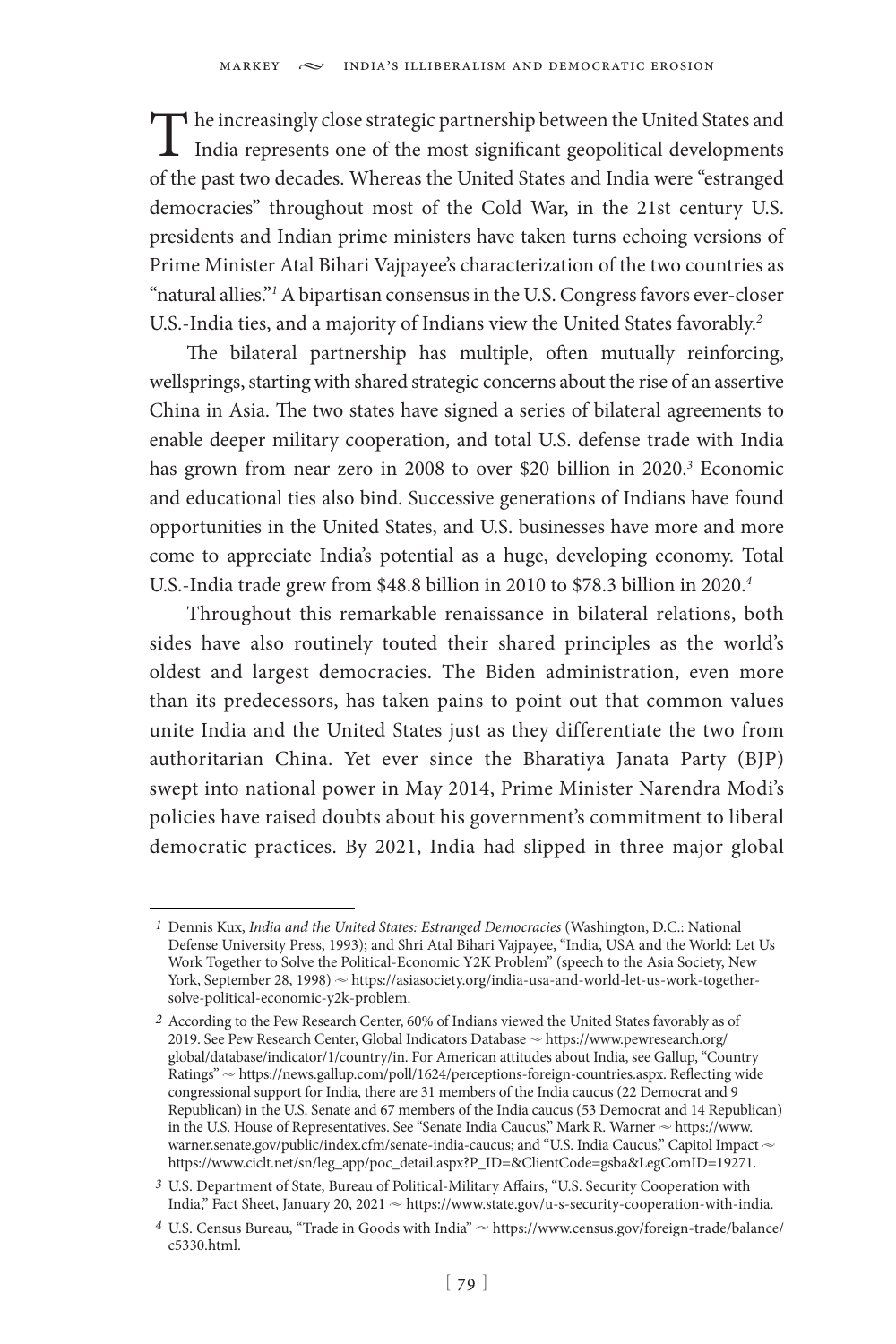The increasingly close strategic partnership between the United States and India represents one of the most significant geopolitical developments of the past two decades. Whereas the United States and India were "estranged democracies" throughout most of the Cold War, in the 21st century U.S. presidents and Indian prime ministers have taken turns echoing versions of Prime Minister Atal Bihari Vajpayee's characterization of the two countries as "natural allies."[1] A bipartisan consensus in the U.S. Congress favors ever-closer U.S.-India ties, and a majority of Indians view the United States favorably.[2]

The bilateral partnership has multiple, often mutually reinforcing, wellsprings, starting with shared strategic concerns about the rise of an assertive China in Asia. The two states have signed a series of bilateral agreements to enable deeper military cooperation, and total U.S. defense trade with India has grown from near zero in 2008 to over $20 billion in 2020.[3] Economic and educational ties also bind. Successive generations of Indians have found opportunities in the United States, and U.S. businesses have more and more come to appreciate India's potential as a huge, developing economy. Total U.S.-India trade grew from $48.8 billion in 2010 to $78.3 billion in 2020.[4]

Throughout this remarkable renaissance in bilateral relations, both sides have also routinely touted their shared principles as the world's oldest and largest democracies. The Biden administration, even more than its predecessors, has taken pains to point out that common values unite India and the United States just as they differentiate the two from authoritarian China. Yet ever since the Bharatiya Janata Party (BJP) swept into national power in May 2014, Prime Minister Narendra Modi's policies have raised doubts about his government's commitment to liberal democratic practices. By 2021, India had slipped in three major global

---

[1] Dennis Kux, *India and the United States: Estranged Democracies* (Washington, D.C.: National Defense University Press, 1993); and Shri Atal Bihari Vajpayee, "India, USA and the World: Let Us Work Together to Solve the Political-Economic Y2K Problem" (speech to the Asia Society, New York, September 28, 1998) ~ https://asiasociety.org/india-usa-and-world-let-us-work-together-solve-political-economic-y2k-problem.

[2] According to the Pew Research Center, 60% of Indians viewed the United States favorably as of 2019. See Pew Research Center, Global Indicators Database ~ https://www.pewresearch.org/global/database/indicator/1/country/in. For American attitudes about India, see Gallup, "Country Ratings" ~ https://news.gallup.com/poll/1624/perceptions-foreign-countries.aspx. Reflecting wide congressional support for India, there are 31 members of the India caucus (22 Democrat and 9 Republican) in the U.S. Senate and 67 members of the India caucus (53 Democrat and 14 Republican) in the U.S. House of Representatives. See "Senate India Caucus," Mark R. Warner ~ https://www.warner.senate.gov/public/index.cfm/senate-india-caucus; and "U.S. India Caucus," Capitol Impact ~ https://www.ciclt.net/sn/leg_app/poc_detail.aspx?P_ID=&ClientCode=gsba&LegComID=19271.

[3] U.S. Department of State, Bureau of Political-Military Affairs, "U.S. Security Cooperation with India," Fact Sheet, January 20, 2021 ~ https://www.state.gov/u-s-security-cooperation-with-india.

[4] U.S. Census Bureau, "Trade in Goods with India" ~ https://www.census.gov/foreign-trade/balance/c5330.html.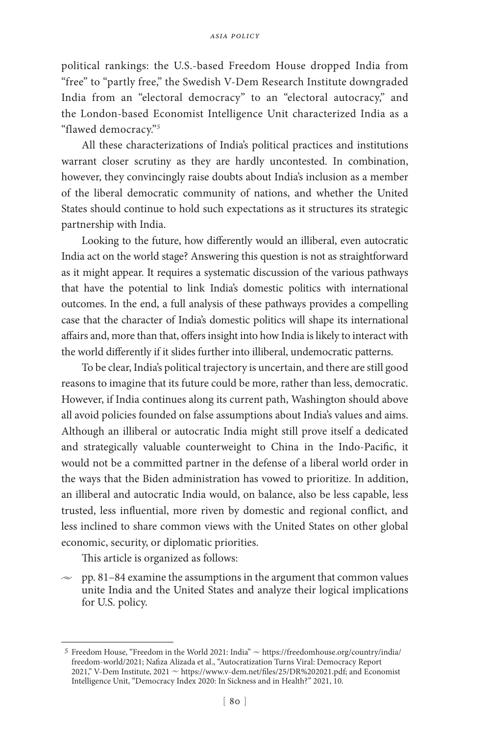political rankings: the U.S.-based Freedom House dropped India from "free" to "partly free," the Swedish V-Dem Research Institute downgraded India from an "electoral democracy" to an "electoral autocracy," and the London-based Economist Intelligence Unit characterized India as a "flawed democracy."[5]

All these characterizations of India's political practices and institutions warrant closer scrutiny as they are hardly uncontested. In combination, however, they convincingly raise doubts about India's inclusion as a member of the liberal democratic community of nations, and whether the United States should continue to hold such expectations as it structures its strategic partnership with India.

Looking to the future, how differently would an illiberal, even autocratic India act on the world stage? Answering this question is not as straightforward as it might appear. It requires a systematic discussion of the various pathways that have the potential to link India's domestic politics with international outcomes. In the end, a full analysis of these pathways provides a compelling case that the character of India's domestic politics will shape its international affairs and, more than that, offers insight into how India is likely to interact with the world differently if it slides further into illiberal, undemocratic patterns.

To be clear, India's political trajectory is uncertain, and there are still good reasons to imagine that its future could be more, rather than less, democratic. However, if India continues along its current path, Washington should above all avoid policies founded on false assumptions about India's values and aims. Although an illiberal or autocratic India might still prove itself a dedicated and strategically valuable counterweight to China in the Indo-Pacific, it would not be a committed partner in the defense of a liberal world order in the ways that the Biden administration has vowed to prioritize. In addition, an illiberal and autocratic India would, on balance, also be less capable, less trusted, less influential, more riven by domestic and regional conflict, and less inclined to share common views with the United States on other global economic, security, or diplomatic priorities.

This article is organized as follows:

- pp. 81–84 examine the assumptions in the argument that common values unite India and the United States and analyze their logical implications for U.S. policy.

---

[5] Freedom House, "Freedom in the World 2021: India" ~ https://freedomhouse.org/country/india/freedom-world/2021; Nafiza Alizada et al., "Autocratization Turns Viral: Democracy Report 2021," V-Dem Institute, 2021 ~ https://www.v-dem.net/files/25/DR%202021.pdf; and Economist Intelligence Unit, "Democracy Index 2020: In Sickness and in Health?" 2021, 10.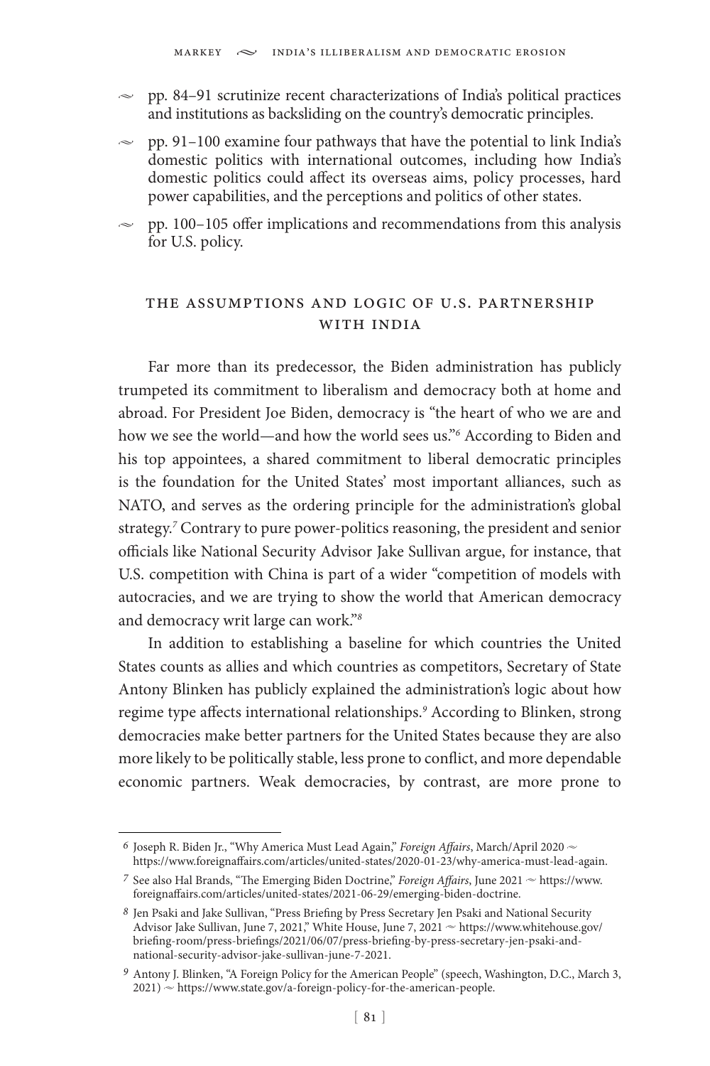- pp. 84–91 scrutinize recent characterizations of India's political practices and institutions as backsliding on the country's democratic principles.
- pp. 91–100 examine four pathways that have the potential to link India's domestic politics with international outcomes, including how India's domestic politics could affect its overseas aims, policy processes, hard power capabilities, and the perceptions and politics of other states.
- pp. 100–105 offer implications and recommendations from this analysis for U.S. policy.

## The Assumptions and Logic of U.S. Partnership with India

Far more than its predecessor, the Biden administration has publicly trumpeted its commitment to liberalism and democracy both at home and abroad. For President Joe Biden, democracy is "the heart of who we are and how we see the world—and how the world sees us."[6] According to Biden and his top appointees, a shared commitment to liberal democratic principles is the foundation for the United States' most important alliances, such as NATO, and serves as the ordering principle for the administration's global strategy.[7] Contrary to pure power-politics reasoning, the president and senior officials like National Security Advisor Jake Sullivan argue, for instance, that U.S. competition with China is part of a wider "competition of models with autocracies, and we are trying to show the world that American democracy and democracy writ large can work."[8]

In addition to establishing a baseline for which countries the United States counts as allies and which countries as competitors, Secretary of State Antony Blinken has publicly explained the administration's logic about how regime type affects international relationships.[9] According to Blinken, strong democracies make better partners for the United States because they are also more likely to be politically stable, less prone to conflict, and more dependable economic partners. Weak democracies, by contrast, are more prone to

---

[6] Joseph R. Biden Jr., "Why America Must Lead Again," *Foreign Affairs*, March/April 2020 ~ https://www.foreignaffairs.com/articles/united-states/2020-01-23/why-america-must-lead-again.

[7] See also Hal Brands, "The Emerging Biden Doctrine," *Foreign Affairs*, June 2021 ~ https://www.foreignaffairs.com/articles/united-states/2021-06-29/emerging-biden-doctrine.

[8] Jen Psaki and Jake Sullivan, "Press Briefing by Press Secretary Jen Psaki and National Security Advisor Jake Sullivan, June 7, 2021," White House, June 7, 2021 ~ https://www.whitehouse.gov/briefing-room/press-briefings/2021/06/07/press-briefing-by-press-secretary-jen-psaki-and-national-security-advisor-jake-sullivan-june-7-2021.

[9] Antony J. Blinken, "A Foreign Policy for the American People" (speech, Washington, D.C., March 3, 2021) ~ https://www.state.gov/a-foreign-policy-for-the-american-people.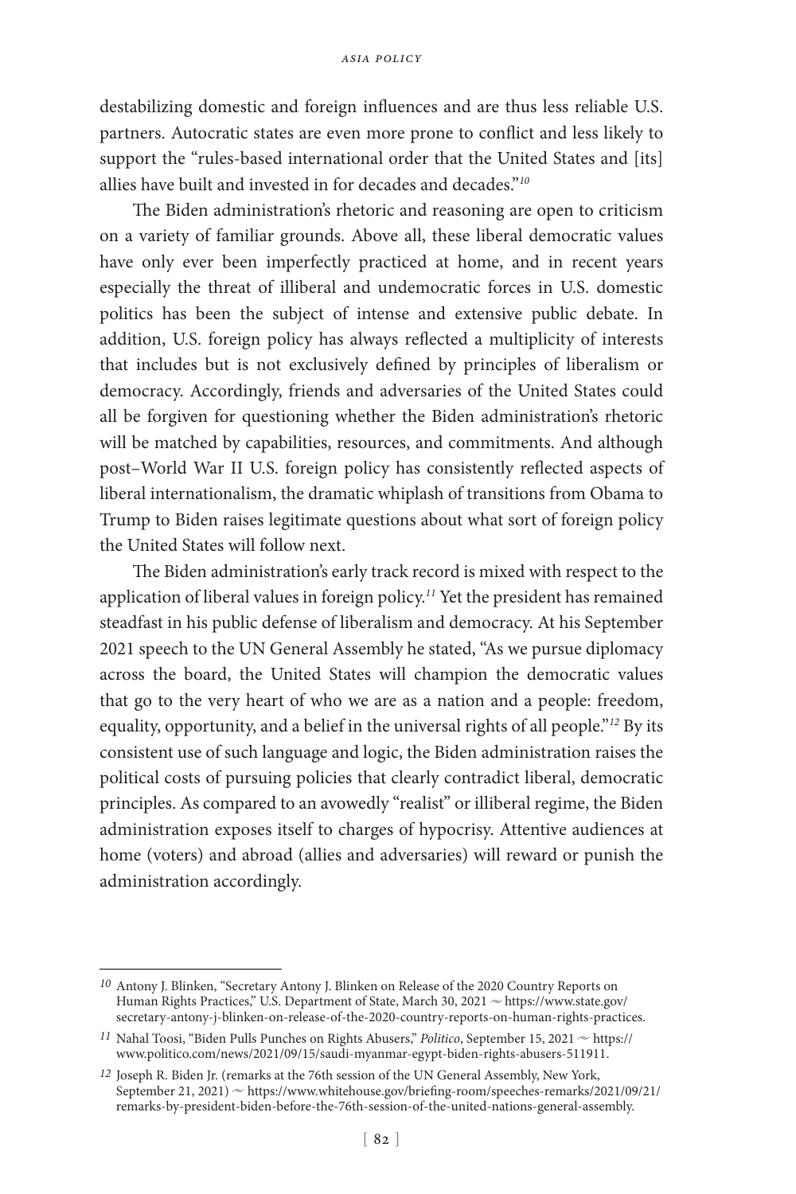destabilizing domestic and foreign influences and are thus less reliable U.S. partners. Autocratic states are even more prone to conflict and less likely to support the "rules-based international order that the United States and [its] allies have built and invested in for decades and decades."[10]

The Biden administration's rhetoric and reasoning are open to criticism on a variety of familiar grounds. Above all, these liberal democratic values have only ever been imperfectly practiced at home, and in recent years especially the threat of illiberal and undemocratic forces in U.S. domestic politics has been the subject of intense and extensive public debate. In addition, U.S. foreign policy has always reflected a multiplicity of interests that includes but is not exclusively defined by principles of liberalism or democracy. Accordingly, friends and adversaries of the United States could all be forgiven for questioning whether the Biden administration's rhetoric will be matched by capabilities, resources, and commitments. And although post–World War II U.S. foreign policy has consistently reflected aspects of liberal internationalism, the dramatic whiplash of transitions from Obama to Trump to Biden raises legitimate questions about what sort of foreign policy the United States will follow next.

The Biden administration's early track record is mixed with respect to the application of liberal values in foreign policy.[11] Yet the president has remained steadfast in his public defense of liberalism and democracy. At his September 2021 speech to the UN General Assembly he stated, "As we pursue diplomacy across the board, the United States will champion the democratic values that go to the very heart of who we are as a nation and a people: freedom, equality, opportunity, and a belief in the universal rights of all people."[12] By its consistent use of such language and logic, the Biden administration raises the political costs of pursuing policies that clearly contradict liberal, democratic principles. As compared to an avowedly "realist" or illiberal regime, the Biden administration exposes itself to charges of hypocrisy. Attentive audiences at home (voters) and abroad (allies and adversaries) will reward or punish the administration accordingly.

---

[10] Antony J. Blinken, "Secretary Antony J. Blinken on Release of the 2020 Country Reports on Human Rights Practices," U.S. Department of State, March 30, 2021 ~ https://www.state.gov/secretary-antony-j-blinken-on-release-of-the-2020-country-reports-on-human-rights-practices.

[11] Nahal Toosi, "Biden Pulls Punches on Rights Abusers," *Politico*, September 15, 2021 ~ https://www.politico.com/news/2021/09/15/saudi-myanmar-egypt-biden-rights-abusers-511911.

[12] Joseph R. Biden Jr. (remarks at the 76th session of the UN General Assembly, New York, September 21, 2021) ~ https://www.whitehouse.gov/briefing-room/speeches-remarks/2021/09/21/remarks-by-president-biden-before-the-76th-session-of-the-united-nations-general-assembly.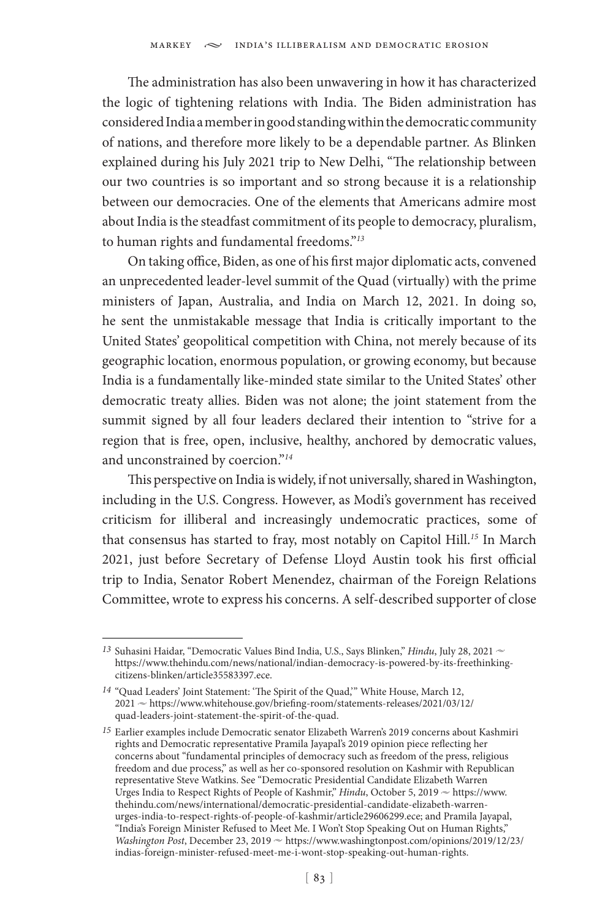The administration has also been unwavering in how it has characterized the logic of tightening relations with India. The Biden administration has considered India a member in good standing within the democratic community of nations, and therefore more likely to be a dependable partner. As Blinken explained during his July 2021 trip to New Delhi, "The relationship between our two countries is so important and so strong because it is a relationship between our democracies. One of the elements that Americans admire most about India is the steadfast commitment of its people to democracy, pluralism, to human rights and fundamental freedoms."[13]

On taking office, Biden, as one of his first major diplomatic acts, convened an unprecedented leader-level summit of the Quad (virtually) with the prime ministers of Japan, Australia, and India on March 12, 2021. In doing so, he sent the unmistakable message that India is critically important to the United States' geopolitical competition with China, not merely because of its geographic location, enormous population, or growing economy, but because India is a fundamentally like-minded state similar to the United States' other democratic treaty allies. Biden was not alone; the joint statement from the summit signed by all four leaders declared their intention to "strive for a region that is free, open, inclusive, healthy, anchored by democratic values, and unconstrained by coercion."[14]

This perspective on India is widely, if not universally, shared in Washington, including in the U.S. Congress. However, as Modi's government has received criticism for illiberal and increasingly undemocratic practices, some of that consensus has started to fray, most notably on Capitol Hill.[15] In March 2021, just before Secretary of Defense Lloyd Austin took his first official trip to India, Senator Robert Menendez, chairman of the Foreign Relations Committee, wrote to express his concerns. A self-described supporter of close

---

[13] Suhasini Haidar, "Democratic Values Bind India, U.S., Says Blinken," *Hindu*, July 28, 2021 ~ https://www.thehindu.com/news/national/indian-democracy-is-powered-by-its-freethinking-citizens-blinken/article35583397.ece.

[14] "Quad Leaders' Joint Statement: 'The Spirit of the Quad,'" White House, March 12, 2021 ~ https://www.whitehouse.gov/briefing-room/statements-releases/2021/03/12/quad-leaders-joint-statement-the-spirit-of-the-quad.

[15] Earlier examples include Democratic senator Elizabeth Warren's 2019 concerns about Kashmiri rights and Democratic representative Pramila Jayapal's 2019 opinion piece reflecting her concerns about "fundamental principles of democracy such as freedom of the press, religious freedom and due process," as well as her co-sponsored resolution on Kashmir with Republican representative Steve Watkins. See "Democratic Presidential Candidate Elizabeth Warren Urges India to Respect Rights of People of Kashmir," *Hindu*, October 5, 2019 ~ https://www.thehindu.com/news/international/democratic-presidential-candidate-elizabeth-warren-urges-india-to-respect-rights-of-people-of-kashmir/article29606299.ece; and Pramila Jayapal, "India's Foreign Minister Refused to Meet Me. I Won't Stop Speaking Out on Human Rights," *Washington Post*, December 23, 2019 ~ https://www.washingtonpost.com/opinions/2019/12/23/indias-foreign-minister-refused-meet-me-i-wont-stop-speaking-out-human-rights.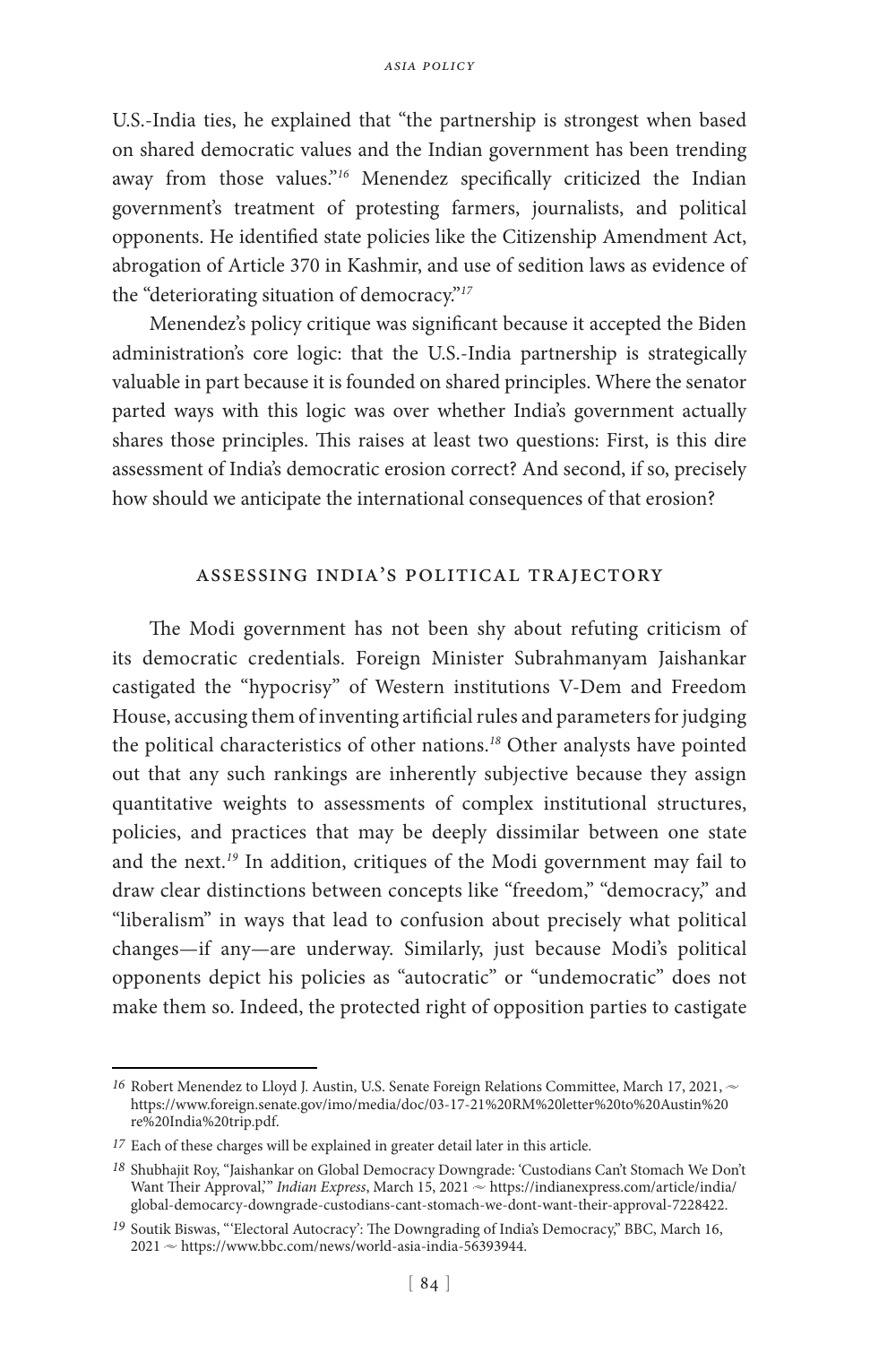U.S.-India ties, he explained that "the partnership is strongest when based on shared democratic values and the Indian government has been trending away from those values."[16] Menendez specifically criticized the Indian government's treatment of protesting farmers, journalists, and political opponents. He identified state policies like the Citizenship Amendment Act, abrogation of Article 370 in Kashmir, and use of sedition laws as evidence of the "deteriorating situation of democracy."[17]

Menendez's policy critique was significant because it accepted the Biden administration's core logic: that the U.S.-India partnership is strategically valuable in part because it is founded on shared principles. Where the senator parted ways with this logic was over whether India's government actually shares those principles. This raises at least two questions: First, is this dire assessment of India's democratic erosion correct? And second, if so, precisely how should we anticipate the international consequences of that erosion?

## Assessing India's Political Trajectory

The Modi government has not been shy about refuting criticism of its democratic credentials. Foreign Minister Subrahmanyam Jaishankar castigated the "hypocrisy" of Western institutions V-Dem and Freedom House, accusing them of inventing artificial rules and parameters for judging the political characteristics of other nations.[18] Other analysts have pointed out that any such rankings are inherently subjective because they assign quantitative weights to assessments of complex institutional structures, policies, and practices that may be deeply dissimilar between one state and the next.[19] In addition, critiques of the Modi government may fail to draw clear distinctions between concepts like "freedom," "democracy," and "liberalism" in ways that lead to confusion about precisely what political changes—if any—are underway. Similarly, just because Modi's political opponents depict his policies as "autocratic" or "undemocratic" does not make them so. Indeed, the protected right of opposition parties to castigate

---

16 Robert Menendez to Lloyd J. Austin, U.S. Senate Foreign Relations Committee, March 17, 2021, ~ https://www.foreign.senate.gov/imo/media/doc/03-17-21%20RM%20letter%20to%20Austin%20re%20India%20trip.pdf.

17 Each of these charges will be explained in greater detail later in this article.

18 Shubhajit Roy, "Jaishankar on Global Democracy Downgrade: 'Custodians Can't Stomach We Don't Want Their Approval,'" *Indian Express*, March 15, 2021 ~ https://indianexpress.com/article/india/global-democarcy-downgrade-custodians-cant-stomach-we-dont-want-their-approval-7228422.

19 Soutik Biswas, "'Electoral Autocracy': The Downgrading of India's Democracy," BBC, March 16, 2021 ~ https://www.bbc.com/news/world-asia-india-56393944.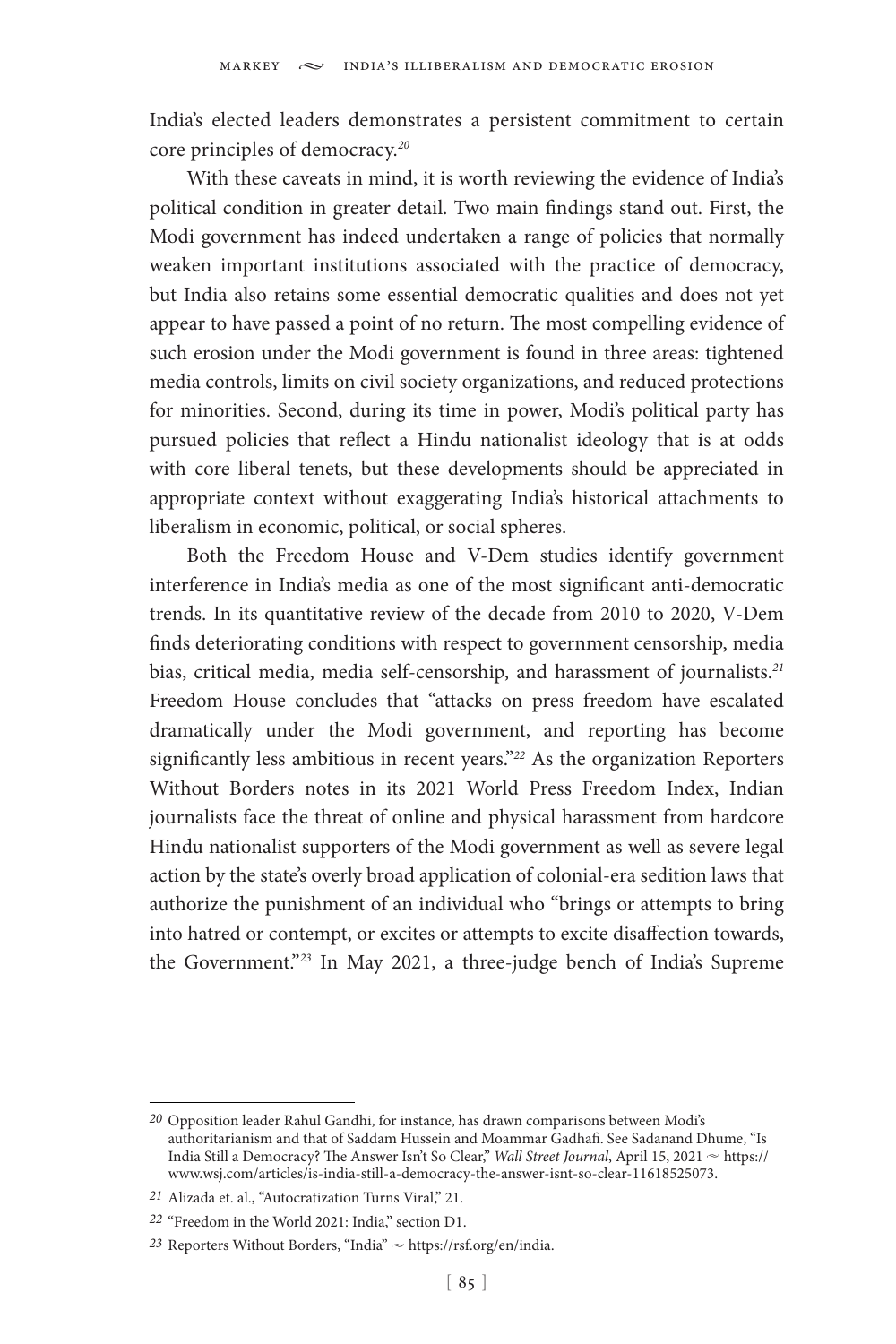India's elected leaders demonstrates a persistent commitment to certain core principles of democracy.[20]

With these caveats in mind, it is worth reviewing the evidence of India's political condition in greater detail. Two main findings stand out. First, the Modi government has indeed undertaken a range of policies that normally weaken important institutions associated with the practice of democracy, but India also retains some essential democratic qualities and does not yet appear to have passed a point of no return. The most compelling evidence of such erosion under the Modi government is found in three areas: tightened media controls, limits on civil society organizations, and reduced protections for minorities. Second, during its time in power, Modi's political party has pursued policies that reflect a Hindu nationalist ideology that is at odds with core liberal tenets, but these developments should be appreciated in appropriate context without exaggerating India's historical attachments to liberalism in economic, political, or social spheres.

Both the Freedom House and V-Dem studies identify government interference in India's media as one of the most significant anti-democratic trends. In its quantitative review of the decade from 2010 to 2020, V-Dem finds deteriorating conditions with respect to government censorship, media bias, critical media, media self-censorship, and harassment of journalists.[21] Freedom House concludes that "attacks on press freedom have escalated dramatically under the Modi government, and reporting has become significantly less ambitious in recent years."[22] As the organization Reporters Without Borders notes in its 2021 World Press Freedom Index, Indian journalists face the threat of online and physical harassment from hardcore Hindu nationalist supporters of the Modi government as well as severe legal action by the state's overly broad application of colonial-era sedition laws that authorize the punishment of an individual who "brings or attempts to bring into hatred or contempt, or excites or attempts to excite disaffection towards, the Government."[23] In May 2021, a three-judge bench of India's Supreme

---

[20] Opposition leader Rahul Gandhi, for instance, has drawn comparisons between Modi's authoritarianism and that of Saddam Hussein and Moammar Gadhafi. See Sadanand Dhume, "Is India Still a Democracy? The Answer Isn't So Clear," *Wall Street Journal*, April 15, 2021 ~ https://www.wsj.com/articles/is-india-still-a-democracy-the-answer-isnt-so-clear-11618525073.

[21] Alizada et. al., "Autocratization Turns Viral," 21.

[22] "Freedom in the World 2021: India," section D1.

[23] Reporters Without Borders, "India" ~ https://rsf.org/en/india.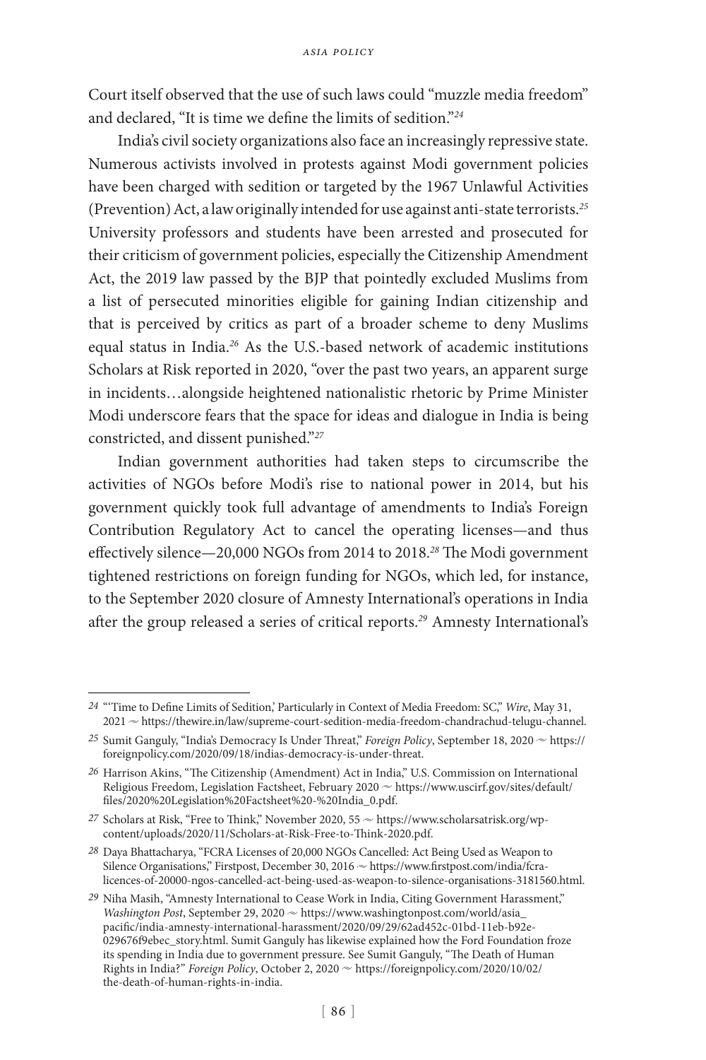Court itself observed that the use of such laws could "muzzle media freedom" and declared, "It is time we define the limits of sedition."[24]

India's civil society organizations also face an increasingly repressive state. Numerous activists involved in protests against Modi government policies have been charged with sedition or targeted by the 1967 Unlawful Activities (Prevention) Act, a law originally intended for use against anti-state terrorists.[25] University professors and students have been arrested and prosecuted for their criticism of government policies, especially the Citizenship Amendment Act, the 2019 law passed by the BJP that pointedly excluded Muslims from a list of persecuted minorities eligible for gaining Indian citizenship and that is perceived by critics as part of a broader scheme to deny Muslims equal status in India.[26] As the U.S.-based network of academic institutions Scholars at Risk reported in 2020, "over the past two years, an apparent surge in incidents…alongside heightened nationalistic rhetoric by Prime Minister Modi underscore fears that the space for ideas and dialogue in India is being constricted, and dissent punished."[27]

Indian government authorities had taken steps to circumscribe the activities of NGOs before Modi's rise to national power in 2014, but his government quickly took full advantage of amendments to India's Foreign Contribution Regulatory Act to cancel the operating licenses—and thus effectively silence—20,000 NGOs from 2014 to 2018.[28] The Modi government tightened restrictions on foreign funding for NGOs, which led, for instance, to the September 2020 closure of Amnesty International's operations in India after the group released a series of critical reports.[29] Amnesty International's

---

24 "'Time to Define Limits of Sedition,' Particularly in Context of Media Freedom: SC," *Wire*, May 31, 2021 ~ https://thewire.in/law/supreme-court-sedition-media-freedom-chandrachud-telugu-channel.

25 Sumit Ganguly, "India's Democracy Is Under Threat," *Foreign Policy*, September 18, 2020 ~ https://foreignpolicy.com/2020/09/18/indias-democracy-is-under-threat.

26 Harrison Akins, "The Citizenship (Amendment) Act in India," U.S. Commission on International Religious Freedom, Legislation Factsheet, February 2020 ~ https://www.uscirf.gov/sites/default/files/2020%20Legislation%20Factsheet%20-%20India_0.pdf.

27 Scholars at Risk, "Free to Think," November 2020, 55 ~ https://www.scholarsatrisk.org/wp-content/uploads/2020/11/Scholars-at-Risk-Free-to-Think-2020.pdf.

28 Daya Bhattacharya, "FCRA Licenses of 20,000 NGOs Cancelled: Act Being Used as Weapon to Silence Organisations," Firstpost, December 30, 2016 ~ https://www.firstpost.com/india/fcra-licences-of-20000-ngos-cancelled-act-being-used-as-weapon-to-silence-organisations-3181560.html.

29 Niha Masih, "Amnesty International to Cease Work in India, Citing Government Harassment," *Washington Post*, September 29, 2020 ~ https://www.washingtonpost.com/world/asia_pacific/india-amnesty-international-harassment/2020/09/29/62ad452c-01bd-11eb-b92e-029676f9ebec_story.html. Sumit Ganguly has likewise explained how the Ford Foundation froze its spending in India due to government pressure. See Sumit Ganguly, "The Death of Human Rights in India?" *Foreign Policy*, October 2, 2020 ~ https://foreignpolicy.com/2020/10/02/the-death-of-human-rights-in-india.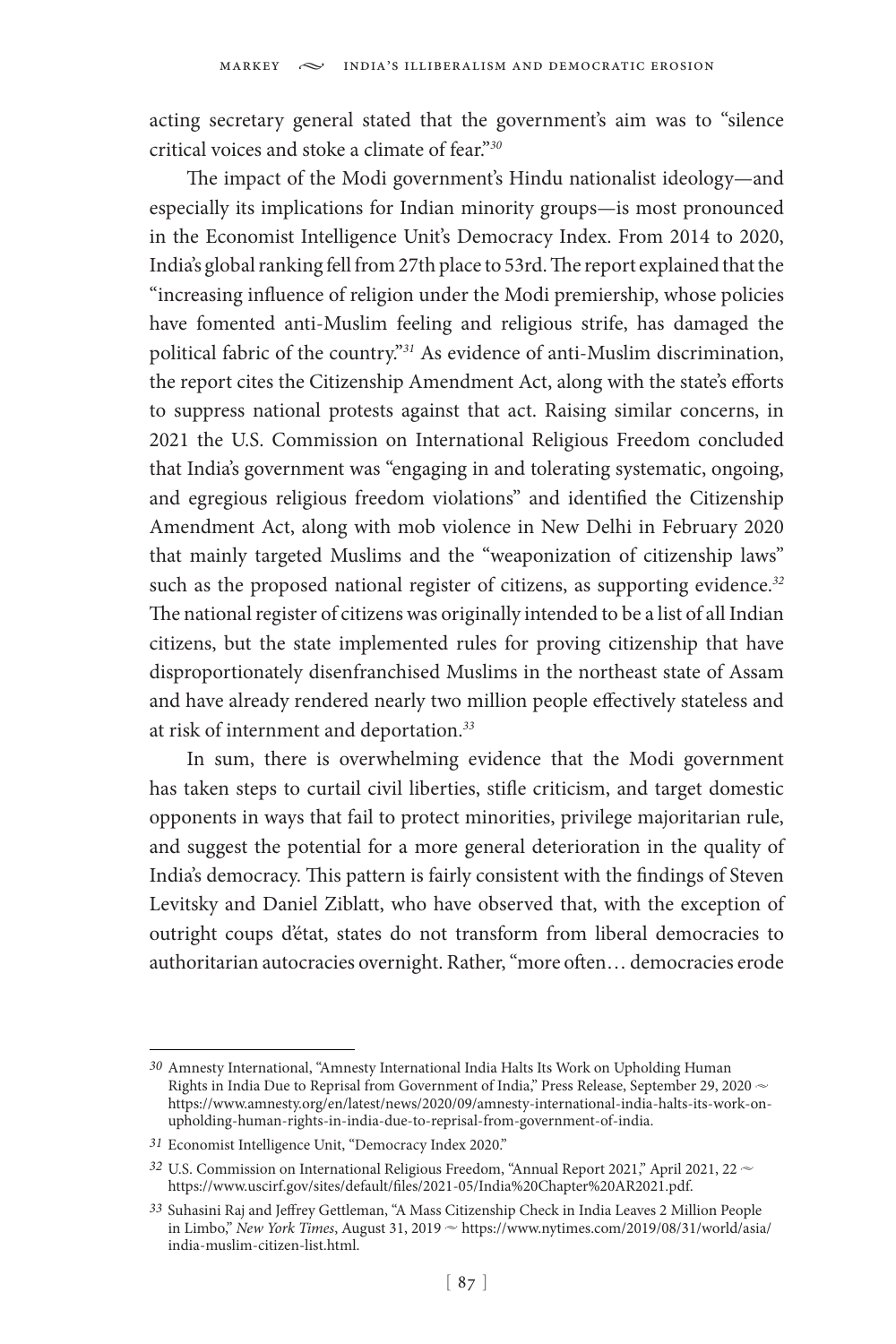acting secretary general stated that the government's aim was to "silence critical voices and stoke a climate of fear."[30]

The impact of the Modi government's Hindu nationalist ideology—and especially its implications for Indian minority groups—is most pronounced in the Economist Intelligence Unit's Democracy Index. From 2014 to 2020, India's global ranking fell from 27th place to 53rd. The report explained that the "increasing influence of religion under the Modi premiership, whose policies have fomented anti-Muslim feeling and religious strife, has damaged the political fabric of the country."[31] As evidence of anti-Muslim discrimination, the report cites the Citizenship Amendment Act, along with the state's efforts to suppress national protests against that act. Raising similar concerns, in 2021 the U.S. Commission on International Religious Freedom concluded that India's government was "engaging in and tolerating systematic, ongoing, and egregious religious freedom violations" and identified the Citizenship Amendment Act, along with mob violence in New Delhi in February 2020 that mainly targeted Muslims and the "weaponization of citizenship laws" such as the proposed national register of citizens, as supporting evidence.[32] The national register of citizens was originally intended to be a list of all Indian citizens, but the state implemented rules for proving citizenship that have disproportionately disenfranchised Muslims in the northeast state of Assam and have already rendered nearly two million people effectively stateless and at risk of internment and deportation.[33]

In sum, there is overwhelming evidence that the Modi government has taken steps to curtail civil liberties, stifle criticism, and target domestic opponents in ways that fail to protect minorities, privilege majoritarian rule, and suggest the potential for a more general deterioration in the quality of India's democracy. This pattern is fairly consistent with the findings of Steven Levitsky and Daniel Ziblatt, who have observed that, with the exception of outright coups d'état, states do not transform from liberal democracies to authoritarian autocracies overnight. Rather, "more often… democracies erode

---

30 Amnesty International, "Amnesty International India Halts Its Work on Upholding Human Rights in India Due to Reprisal from Government of India," Press Release, September 29, 2020 ~ https://www.amnesty.org/en/latest/news/2020/09/amnesty-international-india-halts-its-work-on-upholding-human-rights-in-india-due-to-reprisal-from-government-of-india.

31 Economist Intelligence Unit, "Democracy Index 2020."

32 U.S. Commission on International Religious Freedom, "Annual Report 2021," April 2021, 22 ~ https://www.uscirf.gov/sites/default/files/2021-05/India%20Chapter%20AR2021.pdf.

33 Suhasini Raj and Jeffrey Gettleman, "A Mass Citizenship Check in India Leaves 2 Million People in Limbo," *New York Times*, August 31, 2019 ~ https://www.nytimes.com/2019/08/31/world/asia/india-muslim-citizen-list.html.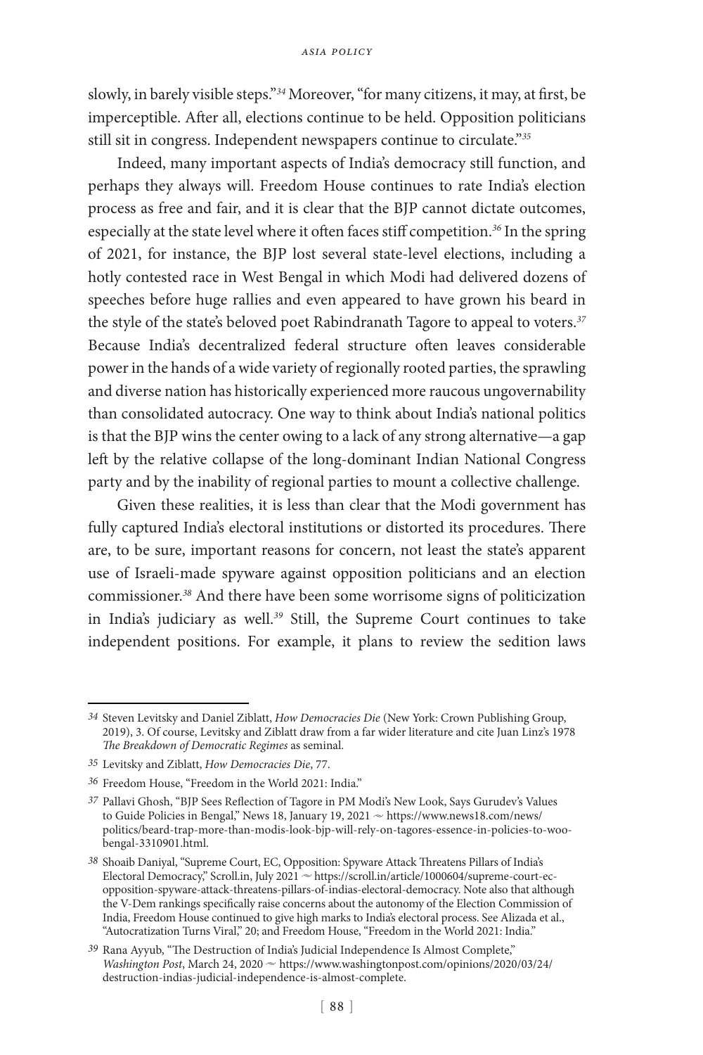slowly, in barely visible steps."[34] Moreover, "for many citizens, it may, at first, be imperceptible. After all, elections continue to be held. Opposition politicians still sit in congress. Independent newspapers continue to circulate."[35]

Indeed, many important aspects of India's democracy still function, and perhaps they always will. Freedom House continues to rate India's election process as free and fair, and it is clear that the BJP cannot dictate outcomes, especially at the state level where it often faces stiff competition.[36] In the spring of 2021, for instance, the BJP lost several state-level elections, including a hotly contested race in West Bengal in which Modi had delivered dozens of speeches before huge rallies and even appeared to have grown his beard in the style of the state's beloved poet Rabindranath Tagore to appeal to voters.[37] Because India's decentralized federal structure often leaves considerable power in the hands of a wide variety of regionally rooted parties, the sprawling and diverse nation has historically experienced more raucous ungovernability than consolidated autocracy. One way to think about India's national politics is that the BJP wins the center owing to a lack of any strong alternative—a gap left by the relative collapse of the long-dominant Indian National Congress party and by the inability of regional parties to mount a collective challenge.

Given these realities, it is less than clear that the Modi government has fully captured India's electoral institutions or distorted its procedures. There are, to be sure, important reasons for concern, not least the state's apparent use of Israeli-made spyware against opposition politicians and an election commissioner.[38] And there have been some worrisome signs of politicization in India's judiciary as well.[39] Still, the Supreme Court continues to take independent positions. For example, it plans to review the sedition laws

---

[34] Steven Levitsky and Daniel Ziblatt, *How Democracies Die* (New York: Crown Publishing Group, 2019), 3. Of course, Levitsky and Ziblatt draw from a far wider literature and cite Juan Linz's 1978 *The Breakdown of Democratic Regimes* as seminal.

[35] Levitsky and Ziblatt, *How Democracies Die*, 77.

[36] Freedom House, "Freedom in the World 2021: India."

[37] Pallavi Ghosh, "BJP Sees Reflection of Tagore in PM Modi's New Look, Says Gurudev's Values to Guide Policies in Bengal," News 18, January 19, 2021 ~ https://www.news18.com/news/politics/beard-trap-more-than-modis-look-bjp-will-rely-on-tagores-essence-in-policies-to-woo-bengal-3310901.html.

[38] Shoaib Daniyal, "Supreme Court, EC, Opposition: Spyware Attack Threatens Pillars of India's Electoral Democracy," Scroll.in, July 2021 ~ https://scroll.in/article/1000604/supreme-court-ec-opposition-spyware-attack-threatens-pillars-of-indias-electoral-democracy. Note also that although the V-Dem rankings specifically raise concerns about the autonomy of the Election Commission of India, Freedom House continued to give high marks to India's electoral process. See Alizada et al., "Autocratization Turns Viral," 20; and Freedom House, "Freedom in the World 2021: India."

[39] Rana Ayyub, "The Destruction of India's Judicial Independence Is Almost Complete," *Washington Post*, March 24, 2020 ~ https://www.washingtonpost.com/opinions/2020/03/24/destruction-indias-judicial-independence-is-almost-complete.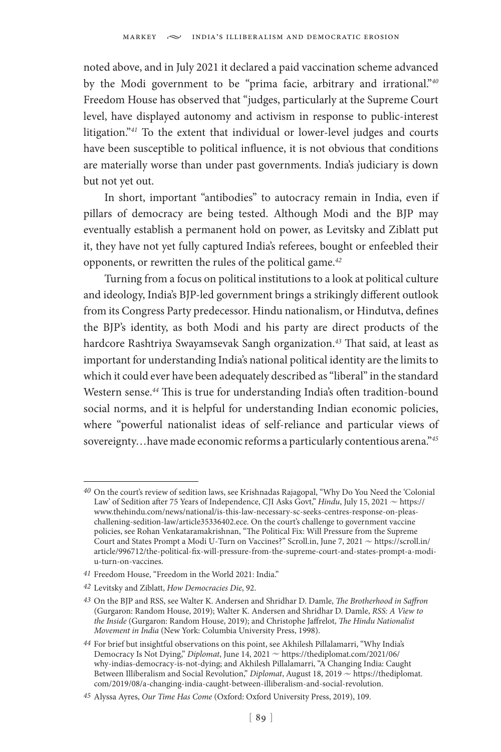noted above, and in July 2021 it declared a paid vaccination scheme advanced by the Modi government to be "prima facie, arbitrary and irrational."[40] Freedom House has observed that "judges, particularly at the Supreme Court level, have displayed autonomy and activism in response to public-interest litigation."[41] To the extent that individual or lower-level judges and courts have been susceptible to political influence, it is not obvious that conditions are materially worse than under past governments. India's judiciary is down but not yet out.

In short, important "antibodies" to autocracy remain in India, even if pillars of democracy are being tested. Although Modi and the BJP may eventually establish a permanent hold on power, as Levitsky and Ziblatt put it, they have not yet fully captured India's referees, bought or enfeebled their opponents, or rewritten the rules of the political game.[42]

Turning from a focus on political institutions to a look at political culture and ideology, India's BJP-led government brings a strikingly different outlook from its Congress Party predecessor. Hindu nationalism, or Hindutva, defines the BJP's identity, as both Modi and his party are direct products of the hardcore Rashtriya Swayamsevak Sangh organization.[43] That said, at least as important for understanding India's national political identity are the limits to which it could ever have been adequately described as "liberal" in the standard Western sense.[44] This is true for understanding India's often tradition-bound social norms, and it is helpful for understanding Indian economic policies, where "powerful nationalist ideas of self-reliance and particular views of sovereignty…have made economic reforms a particularly contentious arena."[45]

---

40 On the court's review of sedition laws, see Krishnadas Rajagopal, "Why Do You Need the 'Colonial Law' of Sedition after 75 Years of Independence, CJI Asks Govt," *Hindu*, July 15, 2021 ~ https://www.thehindu.com/news/national/is-this-law-necessary-sc-seeks-centres-response-on-pleas-challenging-sedition-law/article35336402.ece. On the court's challenge to government vaccine policies, see Rohan Venkataramakrishnan, "The Political Fix: Will Pressure from the Supreme Court and States Prompt a Modi U-Turn on Vaccines?" Scroll.in, June 7, 2021 ~ https://scroll.in/article/996712/the-political-fix-will-pressure-from-the-supreme-court-and-states-prompt-a-modi-u-turn-on-vaccines.

41 Freedom House, "Freedom in the World 2021: India."

42 Levitsky and Ziblatt, *How Democracies Die*, 92.

43 On the BJP and RSS, see Walter K. Andersen and Shridhar D. Damle, *The Brotherhood in Saffron* (Gurgaron: Random House, 2019); Walter K. Andersen and Shridhar D. Damle, *RSS: A View to the Inside* (Gurgaron: Random House, 2019); and Christophe Jaffrelot, *The Hindu Nationalist Movement in India* (New York: Columbia University Press, 1998).

44 For brief but insightful observations on this point, see Akhilesh Pillalamarri, "Why India's Democracy Is Not Dying," *Diplomat*, June 14, 2021 ~ https://thediplomat.com/2021/06/why-indias-democracy-is-not-dying; and Akhilesh Pillalamarri, "A Changing India: Caught Between Illiberalism and Social Revolution," *Diplomat*, August 18, 2019 ~ https://thediplomat.com/2019/08/a-changing-india-caught-between-illiberalism-and-social-revolution.

45 Alyssa Ayres, *Our Time Has Come* (Oxford: Oxford University Press, 2019), 109.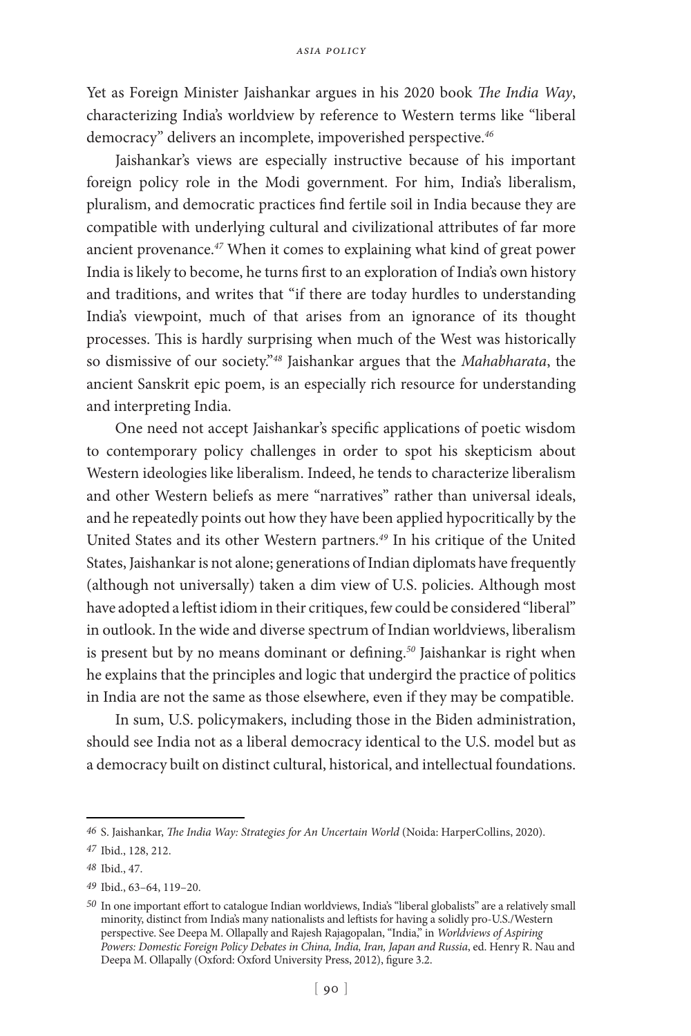Yet as Foreign Minister Jaishankar argues in his 2020 book *The India Way*, characterizing India's worldview by reference to Western terms like "liberal democracy" delivers an incomplete, impoverished perspective.[46]

Jaishankar's views are especially instructive because of his important foreign policy role in the Modi government. For him, India's liberalism, pluralism, and democratic practices find fertile soil in India because they are compatible with underlying cultural and civilizational attributes of far more ancient provenance.[47] When it comes to explaining what kind of great power India is likely to become, he turns first to an exploration of India's own history and traditions, and writes that "if there are today hurdles to understanding India's viewpoint, much of that arises from an ignorance of its thought processes. This is hardly surprising when much of the West was historically so dismissive of our society."[48] Jaishankar argues that the *Mahabharata*, the ancient Sanskrit epic poem, is an especially rich resource for understanding and interpreting India.

One need not accept Jaishankar's specific applications of poetic wisdom to contemporary policy challenges in order to spot his skepticism about Western ideologies like liberalism. Indeed, he tends to characterize liberalism and other Western beliefs as mere "narratives" rather than universal ideals, and he repeatedly points out how they have been applied hypocritically by the United States and its other Western partners.[49] In his critique of the United States, Jaishankar is not alone; generations of Indian diplomats have frequently (although not universally) taken a dim view of U.S. policies. Although most have adopted a leftist idiom in their critiques, few could be considered "liberal" in outlook. In the wide and diverse spectrum of Indian worldviews, liberalism is present but by no means dominant or defining.[50] Jaishankar is right when he explains that the principles and logic that undergird the practice of politics in India are not the same as those elsewhere, even if they may be compatible.

In sum, U.S. policymakers, including those in the Biden administration, should see India not as a liberal democracy identical to the U.S. model but as a democracy built on distinct cultural, historical, and intellectual foundations.

---

[46] S. Jaishankar, *The India Way: Strategies for An Uncertain World* (Noida: HarperCollins, 2020).

[47] Ibid., 128, 212.

[48] Ibid., 47.

[49] Ibid., 63–64, 119–20.

[50] In one important effort to catalogue Indian worldviews, India's "liberal globalists" are a relatively small minority, distinct from India's many nationalists and leftists for having a solidly pro-U.S./Western perspective. See Deepa M. Ollapally and Rajesh Rajagopalan, "India," in *Worldviews of Aspiring Powers: Domestic Foreign Policy Debates in China, India, Iran, Japan and Russia*, ed. Henry R. Nau and Deepa M. Ollapally (Oxford: Oxford University Press, 2012), figure 3.2.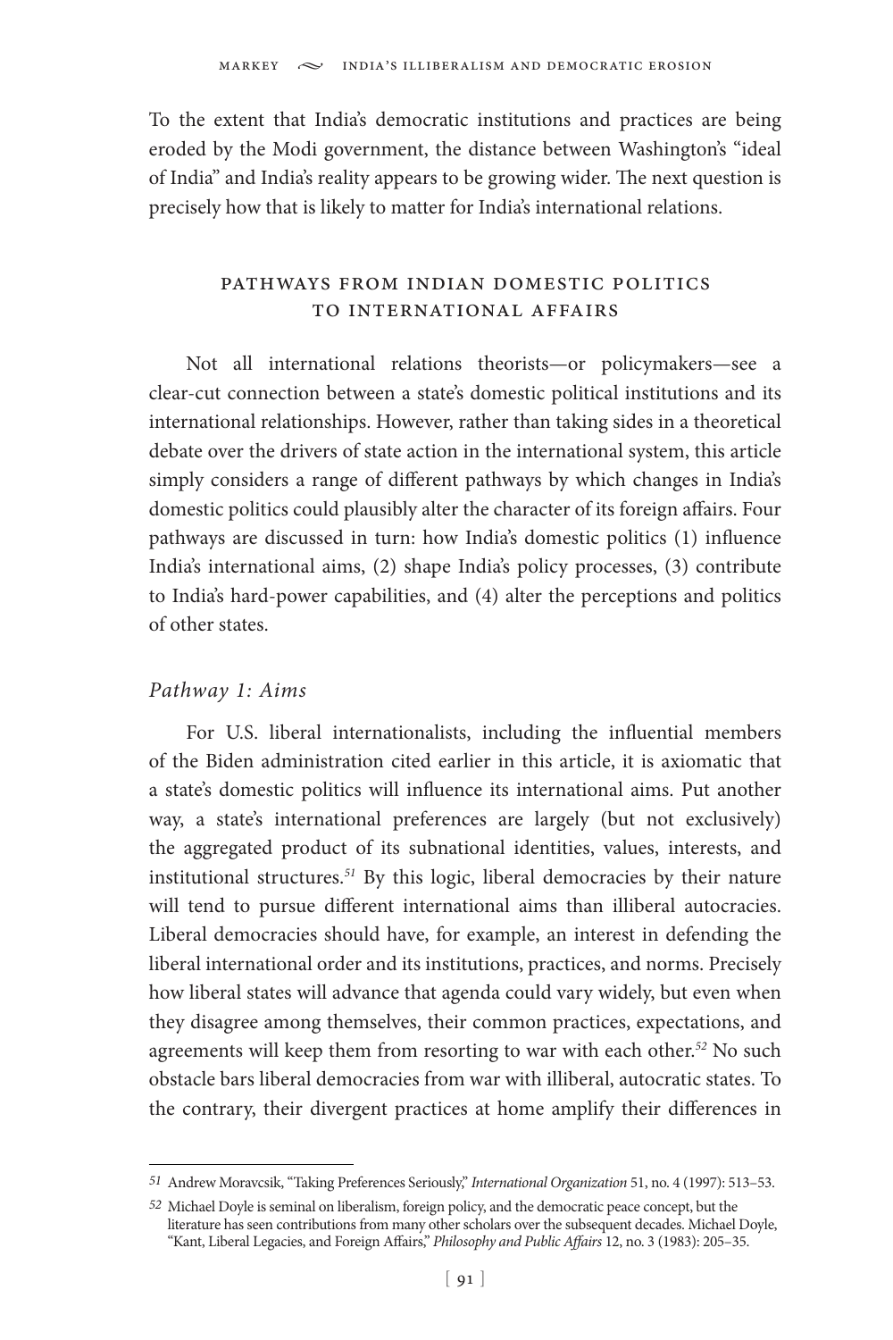To the extent that India's democratic institutions and practices are being eroded by the Modi government, the distance between Washington's "ideal of India" and India's reality appears to be growing wider. The next question is precisely how that is likely to matter for India's international relations.

## PATHWAYS FROM INDIAN DOMESTIC POLITICS TO INTERNATIONAL AFFAIRS

Not all international relations theorists—or policymakers—see a clear-cut connection between a state's domestic political institutions and its international relationships. However, rather than taking sides in a theoretical debate over the drivers of state action in the international system, this article simply considers a range of different pathways by which changes in India's domestic politics could plausibly alter the character of its foreign affairs. Four pathways are discussed in turn: how India's domestic politics (1) influence India's international aims, (2) shape India's policy processes, (3) contribute to India's hard-power capabilities, and (4) alter the perceptions and politics of other states.

### *Pathway 1: Aims*

For U.S. liberal internationalists, including the influential members of the Biden administration cited earlier in this article, it is axiomatic that a state's domestic politics will influence its international aims. Put another way, a state's international preferences are largely (but not exclusively) the aggregated product of its subnational identities, values, interests, and institutional structures.[51] By this logic, liberal democracies by their nature will tend to pursue different international aims than illiberal autocracies. Liberal democracies should have, for example, an interest in defending the liberal international order and its institutions, practices, and norms. Precisely how liberal states will advance that agenda could vary widely, but even when they disagree among themselves, their common practices, expectations, and agreements will keep them from resorting to war with each other.[52] No such obstacle bars liberal democracies from war with illiberal, autocratic states. To the contrary, their divergent practices at home amplify their differences in

---

[51] Andrew Moravcsik, "Taking Preferences Seriously," *International Organization* 51, no. 4 (1997): 513–53.

[52] Michael Doyle is seminal on liberalism, foreign policy, and the democratic peace concept, but the literature has seen contributions from many other scholars over the subsequent decades. Michael Doyle, "Kant, Liberal Legacies, and Foreign Affairs," *Philosophy and Public Affairs* 12, no. 3 (1983): 205–35.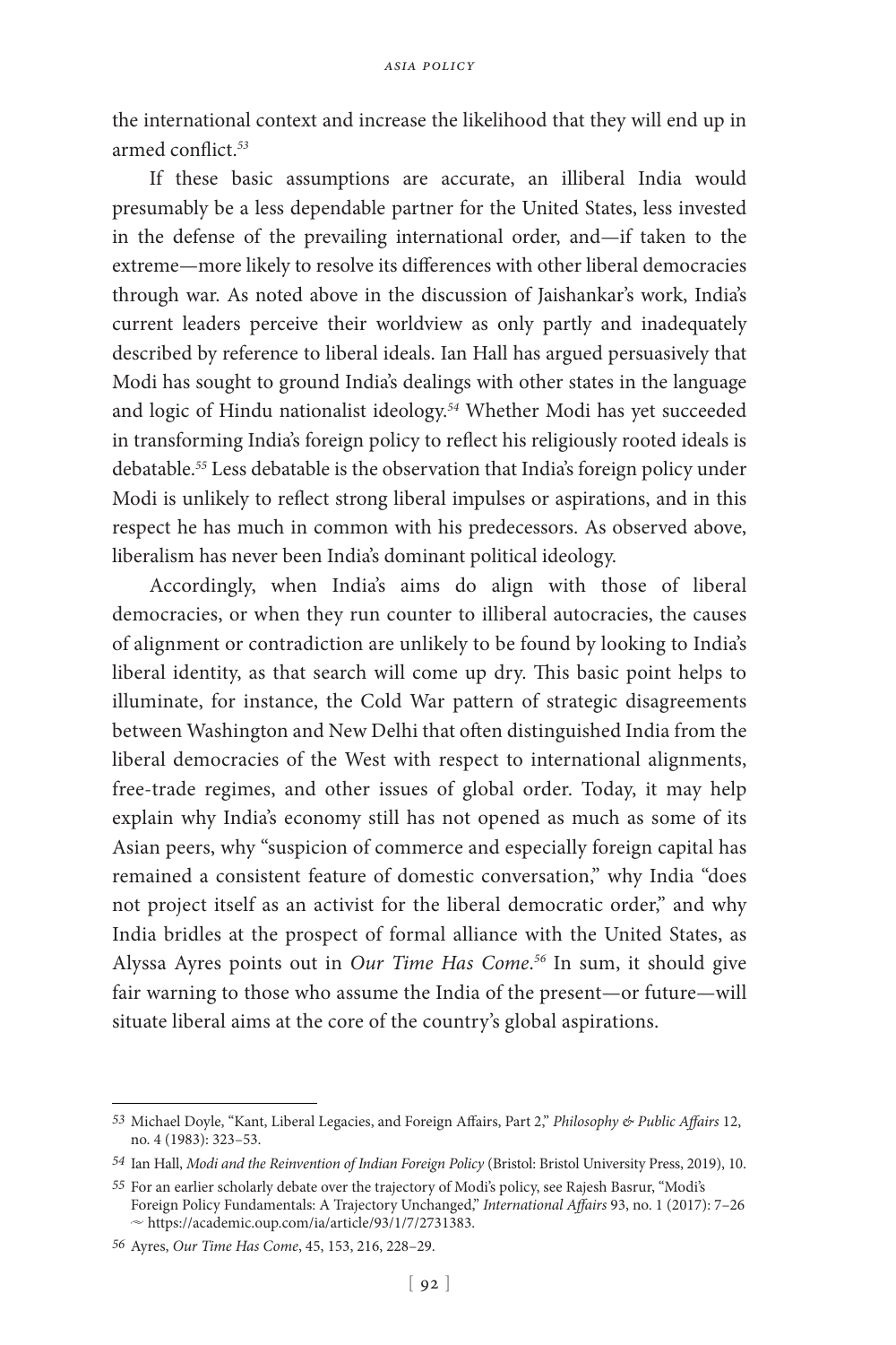the international context and increase the likelihood that they will end up in armed conflict.[53]

If these basic assumptions are accurate, an illiberal India would presumably be a less dependable partner for the United States, less invested in the defense of the prevailing international order, and—if taken to the extreme—more likely to resolve its differences with other liberal democracies through war. As noted above in the discussion of Jaishankar's work, India's current leaders perceive their worldview as only partly and inadequately described by reference to liberal ideals. Ian Hall has argued persuasively that Modi has sought to ground India's dealings with other states in the language and logic of Hindu nationalist ideology.[54] Whether Modi has yet succeeded in transforming India's foreign policy to reflect his religiously rooted ideals is debatable.[55] Less debatable is the observation that India's foreign policy under Modi is unlikely to reflect strong liberal impulses or aspirations, and in this respect he has much in common with his predecessors. As observed above, liberalism has never been India's dominant political ideology.

Accordingly, when India's aims do align with those of liberal democracies, or when they run counter to illiberal autocracies, the causes of alignment or contradiction are unlikely to be found by looking to India's liberal identity, as that search will come up dry. This basic point helps to illuminate, for instance, the Cold War pattern of strategic disagreements between Washington and New Delhi that often distinguished India from the liberal democracies of the West with respect to international alignments, free-trade regimes, and other issues of global order. Today, it may help explain why India's economy still has not opened as much as some of its Asian peers, why "suspicion of commerce and especially foreign capital has remained a consistent feature of domestic conversation," why India "does not project itself as an activist for the liberal democratic order," and why India bridles at the prospect of formal alliance with the United States, as Alyssa Ayres points out in *Our Time Has Come*.[56] In sum, it should give fair warning to those who assume the India of the present—or future—will situate liberal aims at the core of the country's global aspirations.

---

53 Michael Doyle, "Kant, Liberal Legacies, and Foreign Affairs, Part 2," *Philosophy & Public Affairs* 12, no. 4 (1983): 323–53.

54 Ian Hall, *Modi and the Reinvention of Indian Foreign Policy* (Bristol: Bristol University Press, 2019), 10.

55 For an earlier scholarly debate over the trajectory of Modi's policy, see Rajesh Basrur, "Modi's Foreign Policy Fundamentals: A Trajectory Unchanged," *International Affairs* 93, no. 1 (2017): 7–26 ~ https://academic.oup.com/ia/article/93/1/7/2731383.

56 Ayres, *Our Time Has Come*, 45, 153, 216, 228–29.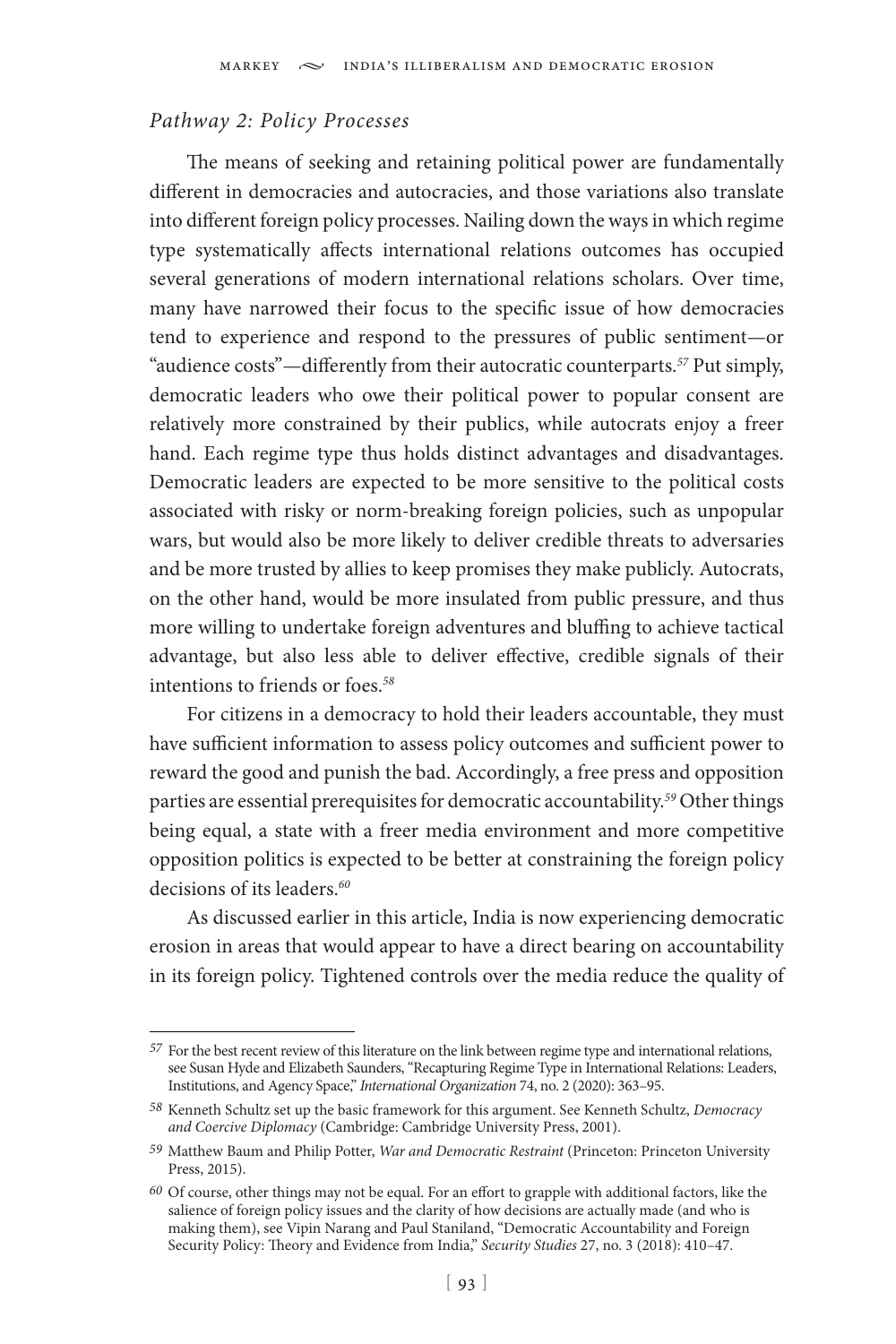### *Pathway 2: Policy Processes*

The means of seeking and retaining political power are fundamentally different in democracies and autocracies, and those variations also translate into different foreign policy processes. Nailing down the ways in which regime type systematically affects international relations outcomes has occupied several generations of modern international relations scholars. Over time, many have narrowed their focus to the specific issue of how democracies tend to experience and respond to the pressures of public sentiment—or "audience costs"—differently from their autocratic counterparts.[57] Put simply, democratic leaders who owe their political power to popular consent are relatively more constrained by their publics, while autocrats enjoy a freer hand. Each regime type thus holds distinct advantages and disadvantages. Democratic leaders are expected to be more sensitive to the political costs associated with risky or norm-breaking foreign policies, such as unpopular wars, but would also be more likely to deliver credible threats to adversaries and be more trusted by allies to keep promises they make publicly. Autocrats, on the other hand, would be more insulated from public pressure, and thus more willing to undertake foreign adventures and bluffing to achieve tactical advantage, but also less able to deliver effective, credible signals of their intentions to friends or foes.[58]

For citizens in a democracy to hold their leaders accountable, they must have sufficient information to assess policy outcomes and sufficient power to reward the good and punish the bad. Accordingly, a free press and opposition parties are essential prerequisites for democratic accountability.[59] Other things being equal, a state with a freer media environment and more competitive opposition politics is expected to be better at constraining the foreign policy decisions of its leaders.[60]

As discussed earlier in this article, India is now experiencing democratic erosion in areas that would appear to have a direct bearing on accountability in its foreign policy. Tightened controls over the media reduce the quality of

---

57 For the best recent review of this literature on the link between regime type and international relations, see Susan Hyde and Elizabeth Saunders, "Recapturing Regime Type in International Relations: Leaders, Institutions, and Agency Space," *International Organization* 74, no. 2 (2020): 363–95.

58 Kenneth Schultz set up the basic framework for this argument. See Kenneth Schultz, *Democracy and Coercive Diplomacy* (Cambridge: Cambridge University Press, 2001).

59 Matthew Baum and Philip Potter, *War and Democratic Restraint* (Princeton: Princeton University Press, 2015).

60 Of course, other things may not be equal. For an effort to grapple with additional factors, like the salience of foreign policy issues and the clarity of how decisions are actually made (and who is making them), see Vipin Narang and Paul Staniland, "Democratic Accountability and Foreign Security Policy: Theory and Evidence from India," *Security Studies* 27, no. 3 (2018): 410–47.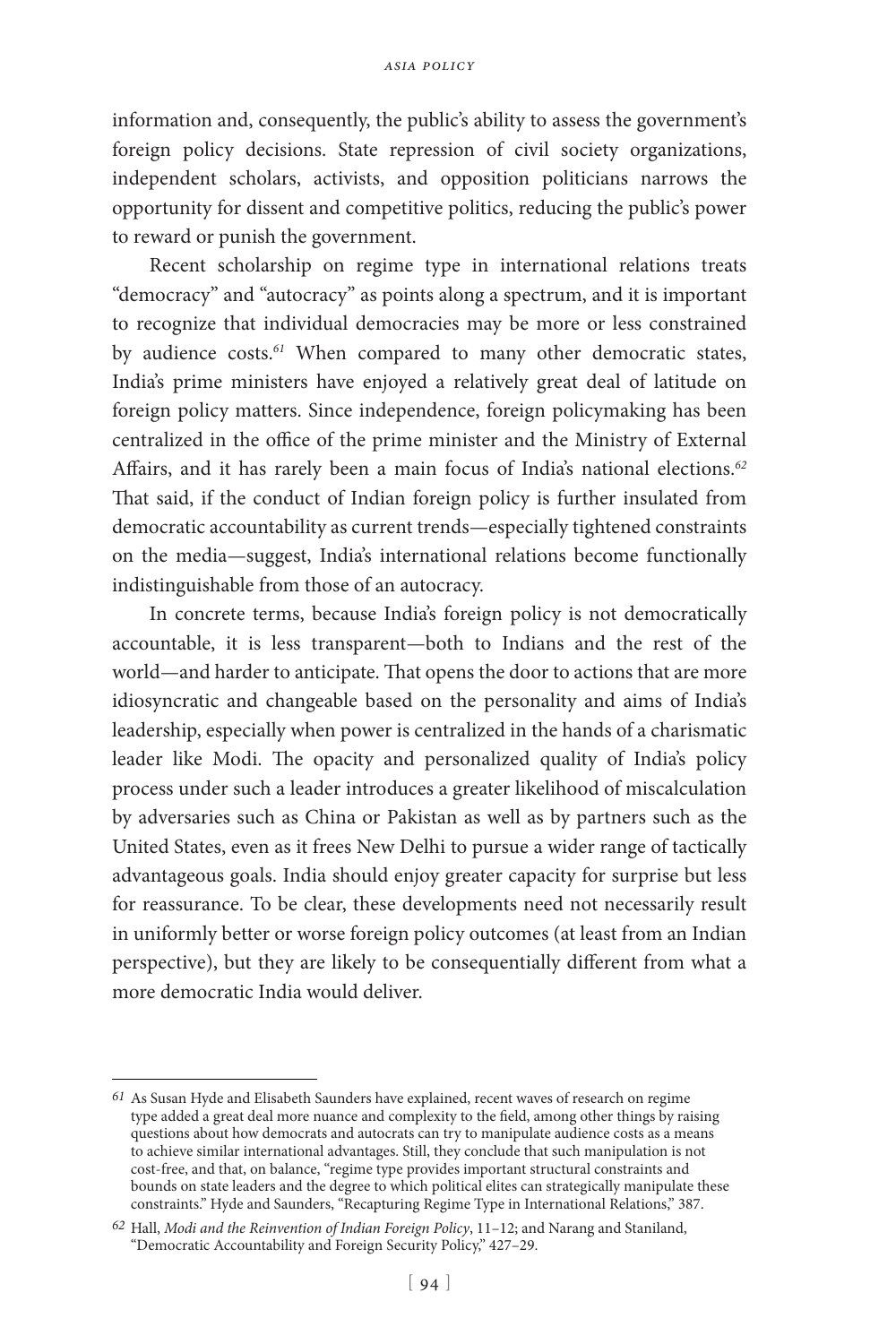information and, consequently, the public's ability to assess the government's foreign policy decisions. State repression of civil society organizations, independent scholars, activists, and opposition politicians narrows the opportunity for dissent and competitive politics, reducing the public's power to reward or punish the government.

Recent scholarship on regime type in international relations treats "democracy" and "autocracy" as points along a spectrum, and it is important to recognize that individual democracies may be more or less constrained by audience costs.[61] When compared to many other democratic states, India's prime ministers have enjoyed a relatively great deal of latitude on foreign policy matters. Since independence, foreign policymaking has been centralized in the office of the prime minister and the Ministry of External Affairs, and it has rarely been a main focus of India's national elections.[62] That said, if the conduct of Indian foreign policy is further insulated from democratic accountability as current trends—especially tightened constraints on the media—suggest, India's international relations become functionally indistinguishable from those of an autocracy.

In concrete terms, because India's foreign policy is not democratically accountable, it is less transparent—both to Indians and the rest of the world—and harder to anticipate. That opens the door to actions that are more idiosyncratic and changeable based on the personality and aims of India's leadership, especially when power is centralized in the hands of a charismatic leader like Modi. The opacity and personalized quality of India's policy process under such a leader introduces a greater likelihood of miscalculation by adversaries such as China or Pakistan as well as by partners such as the United States, even as it frees New Delhi to pursue a wider range of tactically advantageous goals. India should enjoy greater capacity for surprise but less for reassurance. To be clear, these developments need not necessarily result in uniformly better or worse foreign policy outcomes (at least from an Indian perspective), but they are likely to be consequentially different from what a more democratic India would deliver.

---

[61] As Susan Hyde and Elisabeth Saunders have explained, recent waves of research on regime type added a great deal more nuance and complexity to the field, among other things by raising questions about how democrats and autocrats can try to manipulate audience costs as a means to achieve similar international advantages. Still, they conclude that such manipulation is not cost-free, and that, on balance, "regime type provides important structural constraints and bounds on state leaders and the degree to which political elites can strategically manipulate these constraints." Hyde and Saunders, "Recapturing Regime Type in International Relations," 387.

[62] Hall, *Modi and the Reinvention of Indian Foreign Policy*, 11–12; and Narang and Staniland, "Democratic Accountability and Foreign Security Policy," 427–29.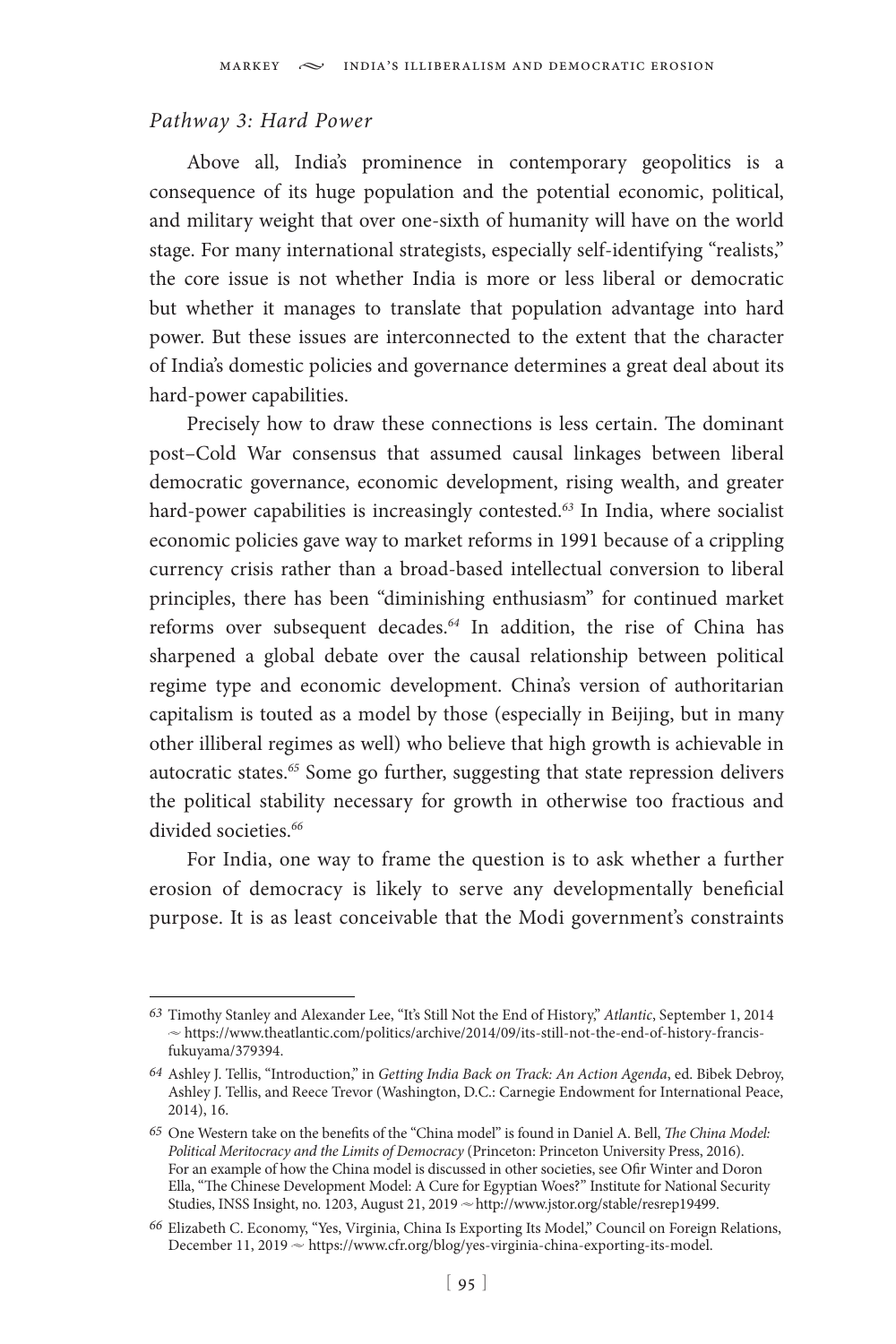*Pathway 3: Hard Power*

Above all, India's prominence in contemporary geopolitics is a consequence of its huge population and the potential economic, political, and military weight that over one-sixth of humanity will have on the world stage. For many international strategists, especially self-identifying "realists," the core issue is not whether India is more or less liberal or democratic but whether it manages to translate that population advantage into hard power. But these issues are interconnected to the extent that the character of India's domestic policies and governance determines a great deal about its hard-power capabilities.

Precisely how to draw these connections is less certain. The dominant post–Cold War consensus that assumed causal linkages between liberal democratic governance, economic development, rising wealth, and greater hard-power capabilities is increasingly contested.[63] In India, where socialist economic policies gave way to market reforms in 1991 because of a crippling currency crisis rather than a broad-based intellectual conversion to liberal principles, there has been "diminishing enthusiasm" for continued market reforms over subsequent decades.[64] In addition, the rise of China has sharpened a global debate over the causal relationship between political regime type and economic development. China's version of authoritarian capitalism is touted as a model by those (especially in Beijing, but in many other illiberal regimes as well) who believe that high growth is achievable in autocratic states.[65] Some go further, suggesting that state repression delivers the political stability necessary for growth in otherwise too fractious and divided societies.[66]

For India, one way to frame the question is to ask whether a further erosion of democracy is likely to serve any developmentally beneficial purpose. It is as least conceivable that the Modi government's constraints

---

63 Timothy Stanley and Alexander Lee, "It's Still Not the End of History," *Atlantic*, September 1, 2014 ~ https://www.theatlantic.com/politics/archive/2014/09/its-still-not-the-end-of-history-francis-fukuyama/379394.

64 Ashley J. Tellis, "Introduction," in *Getting India Back on Track: An Action Agenda*, ed. Bibek Debroy, Ashley J. Tellis, and Reece Trevor (Washington, D.C.: Carnegie Endowment for International Peace, 2014), 16.

65 One Western take on the benefits of the "China model" is found in Daniel A. Bell, *The China Model: Political Meritocracy and the Limits of Democracy* (Princeton: Princeton University Press, 2016). For an example of how the China model is discussed in other societies, see Ofir Winter and Doron Ella, "The Chinese Development Model: A Cure for Egyptian Woes?" Institute for National Security Studies, INSS Insight, no. 1203, August 21, 2019 ~ http://www.jstor.org/stable/resrep19499.

66 Elizabeth C. Economy, "Yes, Virginia, China Is Exporting Its Model," Council on Foreign Relations, December 11, 2019 ~ https://www.cfr.org/blog/yes-virginia-china-exporting-its-model.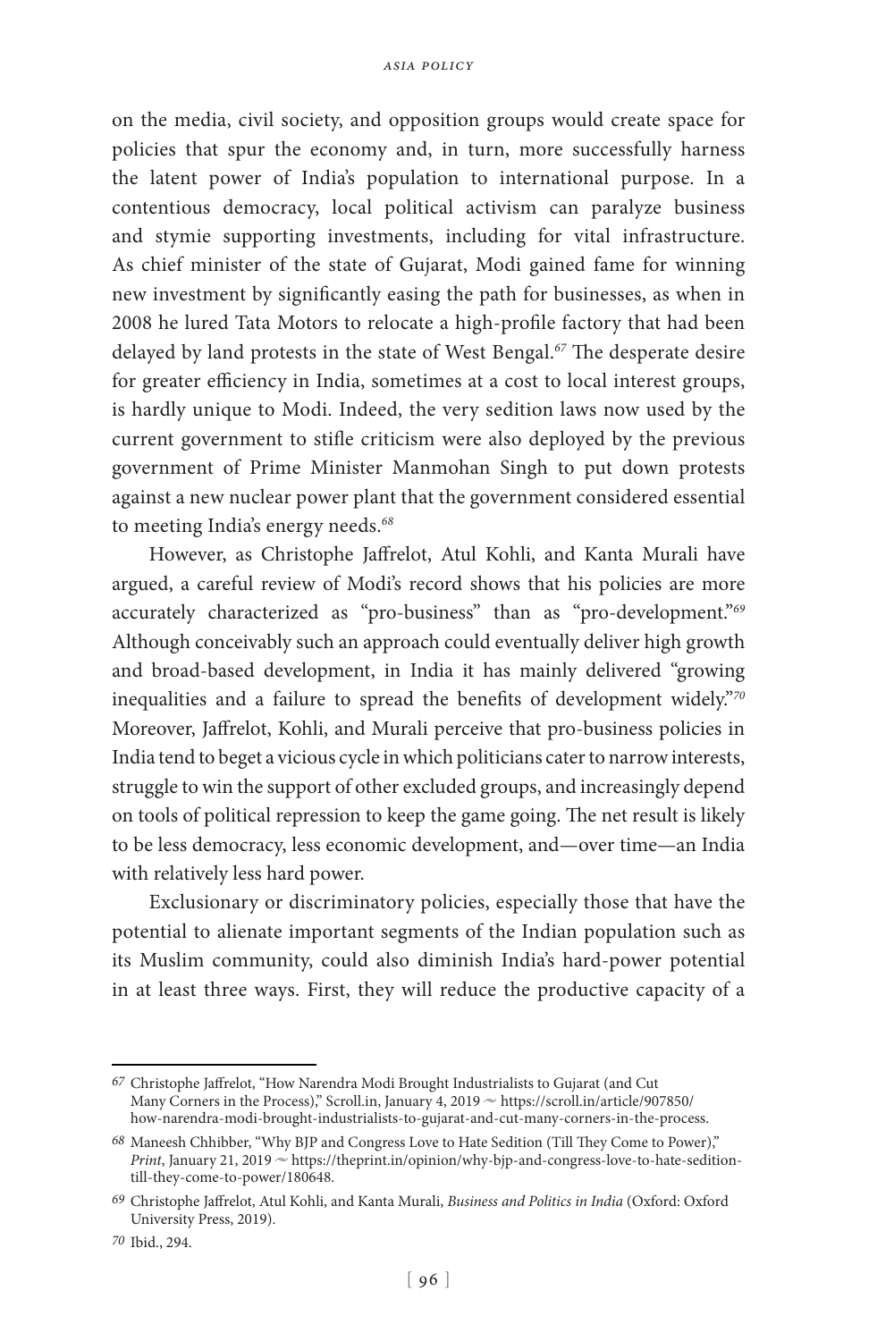on the media, civil society, and opposition groups would create space for policies that spur the economy and, in turn, more successfully harness the latent power of India's population to international purpose. In a contentious democracy, local political activism can paralyze business and stymie supporting investments, including for vital infrastructure. As chief minister of the state of Gujarat, Modi gained fame for winning new investment by significantly easing the path for businesses, as when in 2008 he lured Tata Motors to relocate a high-profile factory that had been delayed by land protests in the state of West Bengal.[67] The desperate desire for greater efficiency in India, sometimes at a cost to local interest groups, is hardly unique to Modi. Indeed, the very sedition laws now used by the current government to stifle criticism were also deployed by the previous government of Prime Minister Manmohan Singh to put down protests against a new nuclear power plant that the government considered essential to meeting India's energy needs.[68]

However, as Christophe Jaffrelot, Atul Kohli, and Kanta Murali have argued, a careful review of Modi's record shows that his policies are more accurately characterized as "pro-business" than as "pro-development."[69] Although conceivably such an approach could eventually deliver high growth and broad-based development, in India it has mainly delivered "growing inequalities and a failure to spread the benefits of development widely."[70] Moreover, Jaffrelot, Kohli, and Murali perceive that pro-business policies in India tend to beget a vicious cycle in which politicians cater to narrow interests, struggle to win the support of other excluded groups, and increasingly depend on tools of political repression to keep the game going. The net result is likely to be less democracy, less economic development, and—over time—an India with relatively less hard power.

Exclusionary or discriminatory policies, especially those that have the potential to alienate important segments of the Indian population such as its Muslim community, could also diminish India's hard-power potential in at least three ways. First, they will reduce the productive capacity of a

---

67 Christophe Jaffrelot, "How Narendra Modi Brought Industrialists to Gujarat (and Cut Many Corners in the Process)," Scroll.in, January 4, 2019 ~ https://scroll.in/article/907850/how-narendra-modi-brought-industrialists-to-gujarat-and-cut-many-corners-in-the-process.

68 Maneesh Chhibber, "Why BJP and Congress Love to Hate Sedition (Till They Come to Power)," *Print*, January 21, 2019 ~ https://theprint.in/opinion/why-bjp-and-congress-love-to-hate-sedition-till-they-come-to-power/180648.

69 Christophe Jaffrelot, Atul Kohli, and Kanta Murali, *Business and Politics in India* (Oxford: Oxford University Press, 2019).

70 Ibid., 294.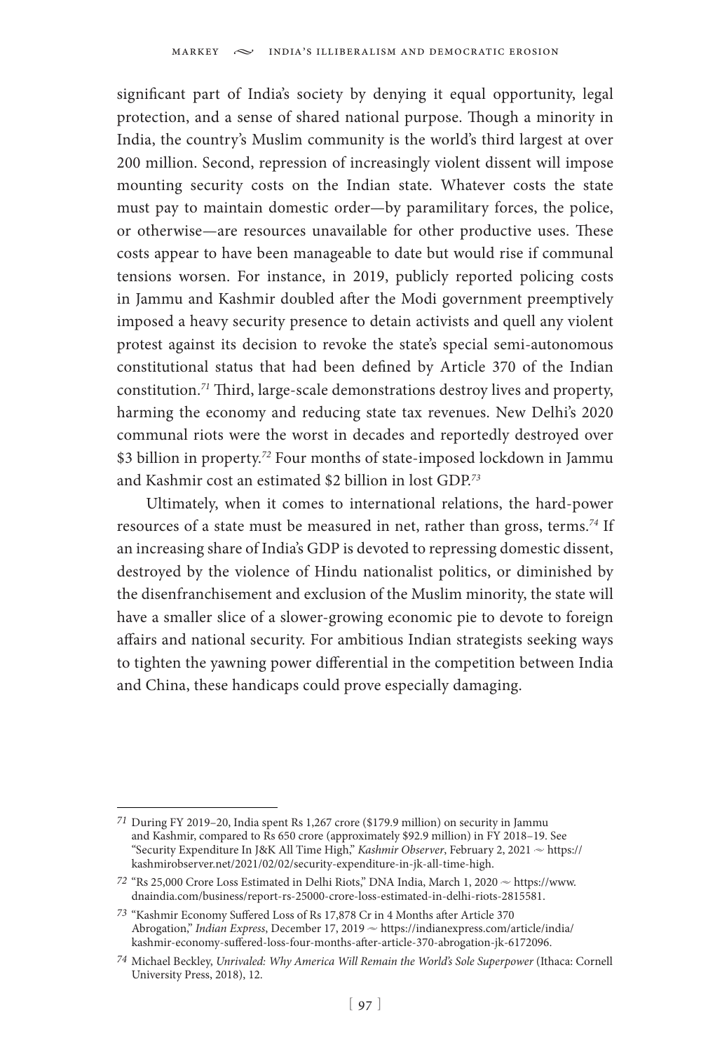significant part of India's society by denying it equal opportunity, legal protection, and a sense of shared national purpose. Though a minority in India, the country's Muslim community is the world's third largest at over 200 million. Second, repression of increasingly violent dissent will impose mounting security costs on the Indian state. Whatever costs the state must pay to maintain domestic order—by paramilitary forces, the police, or otherwise—are resources unavailable for other productive uses. These costs appear to have been manageable to date but would rise if communal tensions worsen. For instance, in 2019, publicly reported policing costs in Jammu and Kashmir doubled after the Modi government preemptively imposed a heavy security presence to detain activists and quell any violent protest against its decision to revoke the state's special semi-autonomous constitutional status that had been defined by Article 370 of the Indian constitution.[71] Third, large-scale demonstrations destroy lives and property, harming the economy and reducing state tax revenues. New Delhi's 2020 communal riots were the worst in decades and reportedly destroyed over $3 billion in property.[72] Four months of state-imposed lockdown in Jammu and Kashmir cost an estimated $2 billion in lost GDP.[73]

Ultimately, when it comes to international relations, the hard-power resources of a state must be measured in net, rather than gross, terms.[74] If an increasing share of India's GDP is devoted to repressing domestic dissent, destroyed by the violence of Hindu nationalist politics, or diminished by the disenfranchisement and exclusion of the Muslim minority, the state will have a smaller slice of a slower-growing economic pie to devote to foreign affairs and national security. For ambitious Indian strategists seeking ways to tighten the yawning power differential in the competition between India and China, these handicaps could prove especially damaging.

---

71 During FY 2019–20, India spent Rs 1,267 crore ($179.9 million) on security in Jammu and Kashmir, compared to Rs 650 crore (approximately $92.9 million) in FY 2018–19. See "Security Expenditure In J&K All Time High," *Kashmir Observer*, February 2, 2021 ~ https://kashmirobserver.net/2021/02/02/security-expenditure-in-jk-all-time-high.

72 "Rs 25,000 Crore Loss Estimated in Delhi Riots," DNA India, March 1, 2020 ~ https://www.dnaindia.com/business/report-rs-25000-crore-loss-estimated-in-delhi-riots-2815581.

73 "Kashmir Economy Suffered Loss of Rs 17,878 Cr in 4 Months after Article 370 Abrogation," *Indian Express*, December 17, 2019 ~ https://indianexpress.com/article/india/kashmir-economy-suffered-loss-four-months-after-article-370-abrogation-jk-6172096.

74 Michael Beckley, *Unrivaled: Why America Will Remain the World's Sole Superpower* (Ithaca: Cornell University Press, 2018), 12.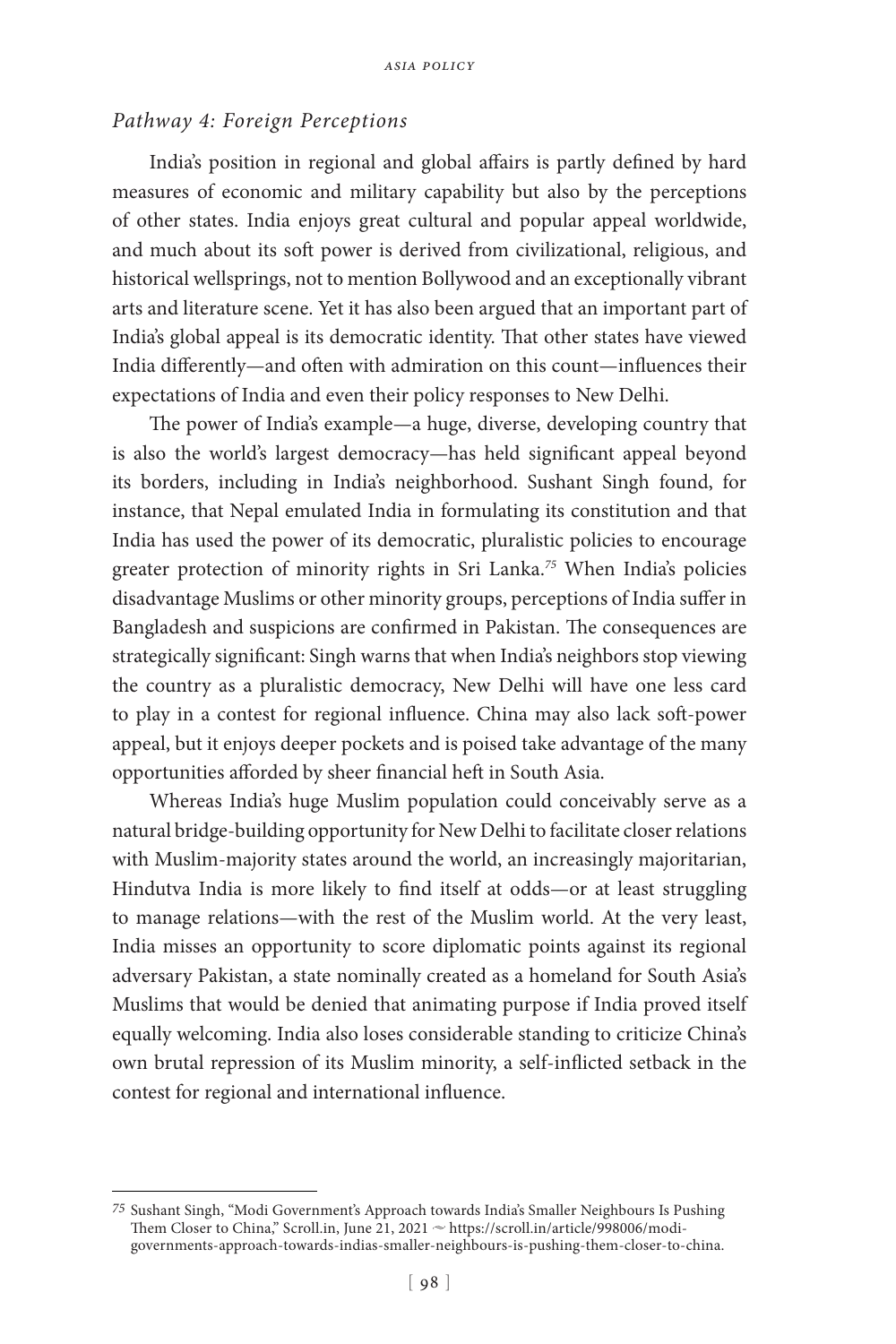### *Pathway 4: Foreign Perceptions*

India's position in regional and global affairs is partly defined by hard measures of economic and military capability but also by the perceptions of other states. India enjoys great cultural and popular appeal worldwide, and much about its soft power is derived from civilizational, religious, and historical wellsprings, not to mention Bollywood and an exceptionally vibrant arts and literature scene. Yet it has also been argued that an important part of India's global appeal is its democratic identity. That other states have viewed India differently—and often with admiration on this count—influences their expectations of India and even their policy responses to New Delhi.

The power of India's example—a huge, diverse, developing country that is also the world's largest democracy—has held significant appeal beyond its borders, including in India's neighborhood. Sushant Singh found, for instance, that Nepal emulated India in formulating its constitution and that India has used the power of its democratic, pluralistic policies to encourage greater protection of minority rights in Sri Lanka.[75] When India's policies disadvantage Muslims or other minority groups, perceptions of India suffer in Bangladesh and suspicions are confirmed in Pakistan. The consequences are strategically significant: Singh warns that when India's neighbors stop viewing the country as a pluralistic democracy, New Delhi will have one less card to play in a contest for regional influence. China may also lack soft-power appeal, but it enjoys deeper pockets and is poised take advantage of the many opportunities afforded by sheer financial heft in South Asia.

Whereas India's huge Muslim population could conceivably serve as a natural bridge-building opportunity for New Delhi to facilitate closer relations with Muslim-majority states around the world, an increasingly majoritarian, Hindutva India is more likely to find itself at odds—or at least struggling to manage relations—with the rest of the Muslim world. At the very least, India misses an opportunity to score diplomatic points against its regional adversary Pakistan, a state nominally created as a homeland for South Asia's Muslims that would be denied that animating purpose if India proved itself equally welcoming. India also loses considerable standing to criticize China's own brutal repression of its Muslim minority, a self-inflicted setback in the contest for regional and international influence.

---

[75] Sushant Singh, "Modi Government's Approach towards India's Smaller Neighbours Is Pushing Them Closer to China," Scroll.in, June 21, 2021 ~ https://scroll.in/article/998006/modi-governments-approach-towards-indias-smaller-neighbours-is-pushing-them-closer-to-china.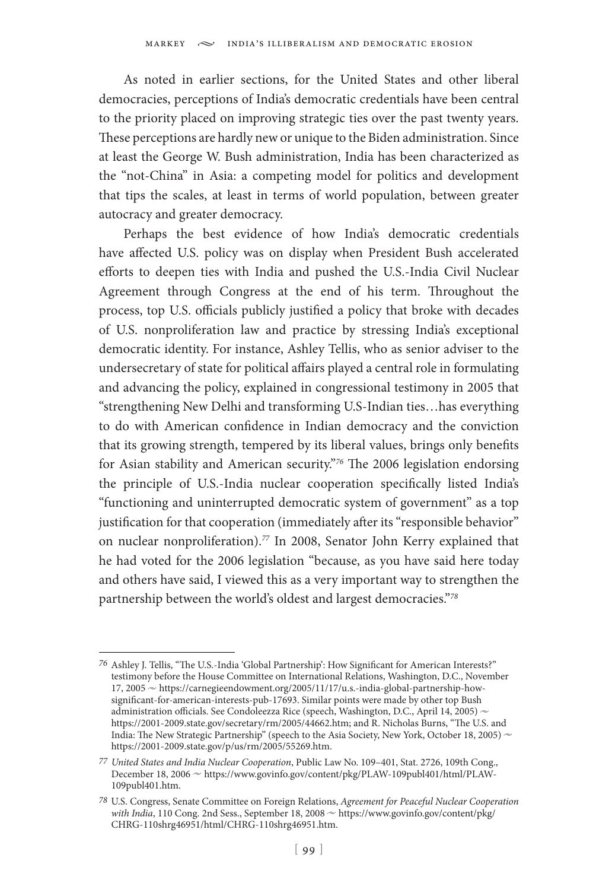As noted in earlier sections, for the United States and other liberal democracies, perceptions of India's democratic credentials have been central to the priority placed on improving strategic ties over the past twenty years. These perceptions are hardly new or unique to the Biden administration. Since at least the George W. Bush administration, India has been characterized as the "not-China" in Asia: a competing model for politics and development that tips the scales, at least in terms of world population, between greater autocracy and greater democracy.

Perhaps the best evidence of how India's democratic credentials have affected U.S. policy was on display when President Bush accelerated efforts to deepen ties with India and pushed the U.S.-India Civil Nuclear Agreement through Congress at the end of his term. Throughout the process, top U.S. officials publicly justified a policy that broke with decades of U.S. nonproliferation law and practice by stressing India's exceptional democratic identity. For instance, Ashley Tellis, who as senior adviser to the undersecretary of state for political affairs played a central role in formulating and advancing the policy, explained in congressional testimony in 2005 that "strengthening New Delhi and transforming U.S-Indian ties…has everything to do with American confidence in Indian democracy and the conviction that its growing strength, tempered by its liberal values, brings only benefits for Asian stability and American security."[76] The 2006 legislation endorsing the principle of U.S.-India nuclear cooperation specifically listed India's "functioning and uninterrupted democratic system of government" as a top justification for that cooperation (immediately after its "responsible behavior" on nuclear nonproliferation).[77] In 2008, Senator John Kerry explained that he had voted for the 2006 legislation "because, as you have said here today and others have said, I viewed this as a very important way to strengthen the partnership between the world's oldest and largest democracies."[78]

---

[76] Ashley J. Tellis, "The U.S.-India 'Global Partnership': How Significant for American Interests?" testimony before the House Committee on International Relations, Washington, D.C., November 17, 2005 ~ https://carnegieendowment.org/2005/11/17/u.s.-india-global-partnership-how-significant-for-american-interests-pub-17693. Similar points were made by other top Bush administration officials. See Condoleezza Rice (speech, Washington, D.C., April 14, 2005) ~ https://2001-2009.state.gov/secretary/rm/2005/44662.htm; and R. Nicholas Burns, "The U.S. and India: The New Strategic Partnership" (speech to the Asia Society, New York, October 18, 2005) ~ https://2001-2009.state.gov/p/us/rm/2005/55269.htm.

[77] *United States and India Nuclear Cooperation*, Public Law No. 109–401, Stat. 2726, 109th Cong., December 18, 2006 ~ https://www.govinfo.gov/content/pkg/PLAW-109publ401/html/PLAW-109publ401.htm.

[78] U.S. Congress, Senate Committee on Foreign Relations, *Agreement for Peaceful Nuclear Cooperation with India*, 110 Cong. 2nd Sess., September 18, 2008 ~ https://www.govinfo.gov/content/pkg/CHRG-110shrg46951/html/CHRG-110shrg46951.htm.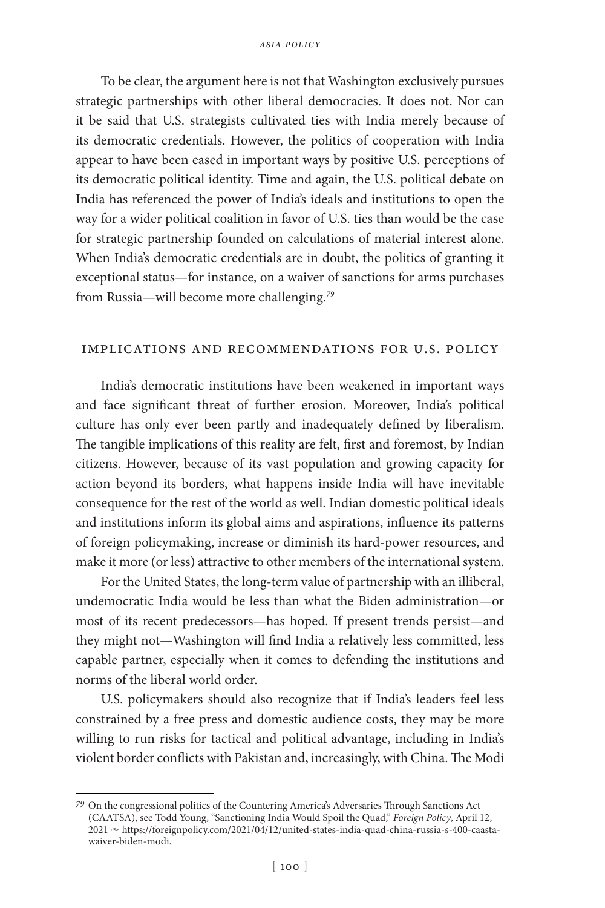To be clear, the argument here is not that Washington exclusively pursues strategic partnerships with other liberal democracies. It does not. Nor can it be said that U.S. strategists cultivated ties with India merely because of its democratic credentials. However, the politics of cooperation with India appear to have been eased in important ways by positive U.S. perceptions of its democratic political identity. Time and again, the U.S. political debate on India has referenced the power of India's ideals and institutions to open the way for a wider political coalition in favor of U.S. ties than would be the case for strategic partnership founded on calculations of material interest alone. When India's democratic credentials are in doubt, the politics of granting it exceptional status—for instance, on a waiver of sanctions for arms purchases from Russia—will become more challenging.[79]

## Implications and Recommendations for U.S. Policy

India's democratic institutions have been weakened in important ways and face significant threat of further erosion. Moreover, India's political culture has only ever been partly and inadequately defined by liberalism. The tangible implications of this reality are felt, first and foremost, by Indian citizens. However, because of its vast population and growing capacity for action beyond its borders, what happens inside India will have inevitable consequence for the rest of the world as well. Indian domestic political ideals and institutions inform its global aims and aspirations, influence its patterns of foreign policymaking, increase or diminish its hard-power resources, and make it more (or less) attractive to other members of the international system.

For the United States, the long-term value of partnership with an illiberal, undemocratic India would be less than what the Biden administration—or most of its recent predecessors—has hoped. If present trends persist—and they might not—Washington will find India a relatively less committed, less capable partner, especially when it comes to defending the institutions and norms of the liberal world order.

U.S. policymakers should also recognize that if India's leaders feel less constrained by a free press and domestic audience costs, they may be more willing to run risks for tactical and political advantage, including in India's violent border conflicts with Pakistan and, increasingly, with China. The Modi

---

79 On the congressional politics of the Countering America's Adversaries Through Sanctions Act (CAATSA), see Todd Young, "Sanctioning India Would Spoil the Quad," *Foreign Policy*, April 12, 2021 ~ https://foreignpolicy.com/2021/04/12/united-states-india-quad-china-russia-s-400-caasta-waiver-biden-modi.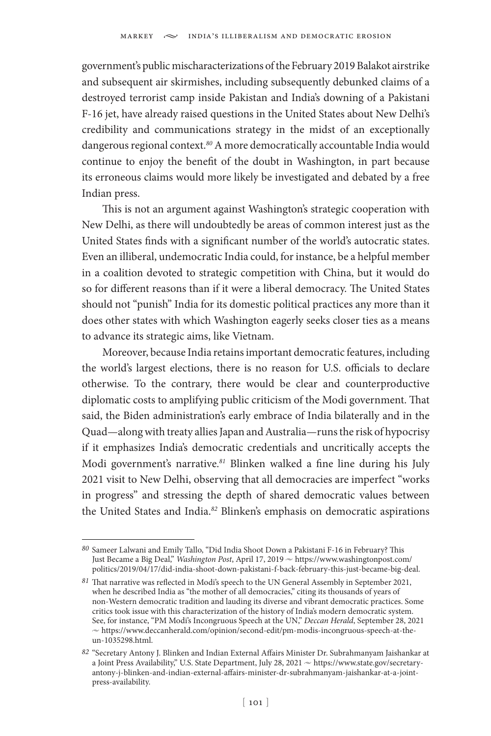government's public mischaracterizations of the February 2019 Balakot airstrike and subsequent air skirmishes, including subsequently debunked claims of a destroyed terrorist camp inside Pakistan and India's downing of a Pakistani F-16 jet, have already raised questions in the United States about New Delhi's credibility and communications strategy in the midst of an exceptionally dangerous regional context.[80] A more democratically accountable India would continue to enjoy the benefit of the doubt in Washington, in part because its erroneous claims would more likely be investigated and debated by a free Indian press.

This is not an argument against Washington's strategic cooperation with New Delhi, as there will undoubtedly be areas of common interest just as the United States finds with a significant number of the world's autocratic states. Even an illiberal, undemocratic India could, for instance, be a helpful member in a coalition devoted to strategic competition with China, but it would do so for different reasons than if it were a liberal democracy. The United States should not "punish" India for its domestic political practices any more than it does other states with which Washington eagerly seeks closer ties as a means to advance its strategic aims, like Vietnam.

Moreover, because India retains important democratic features, including the world's largest elections, there is no reason for U.S. officials to declare otherwise. To the contrary, there would be clear and counterproductive diplomatic costs to amplifying public criticism of the Modi government. That said, the Biden administration's early embrace of India bilaterally and in the Quad—along with treaty allies Japan and Australia—runs the risk of hypocrisy if it emphasizes India's democratic credentials and uncritically accepts the Modi government's narrative.[81] Blinken walked a fine line during his July 2021 visit to New Delhi, observing that all democracies are imperfect "works in progress" and stressing the depth of shared democratic values between the United States and India.[82] Blinken's emphasis on democratic aspirations

---

[80] Sameer Lalwani and Emily Tallo, "Did India Shoot Down a Pakistani F-16 in February? This Just Became a Big Deal," *Washington Post*, April 17, 2019 ~ https://www.washingtonpost.com/politics/2019/04/17/did-india-shoot-down-pakistani-f-back-february-this-just-became-big-deal.

[81] That narrative was reflected in Modi's speech to the UN General Assembly in September 2021, when he described India as "the mother of all democracies," citing its thousands of years of non-Western democratic tradition and lauding its diverse and vibrant democratic practices. Some critics took issue with this characterization of the history of India's modern democratic system. See, for instance, "PM Modi's Incongruous Speech at the UN," *Deccan Herald*, September 28, 2021 ~ https://www.deccanherald.com/opinion/second-edit/pm-modis-incongruous-speech-at-the-un-1035298.html.

[82] "Secretary Antony J. Blinken and Indian External Affairs Minister Dr. Subrahmanyam Jaishankar at a Joint Press Availability," U.S. State Department, July 28, 2021 ~ https://www.state.gov/secretary-antony-j-blinken-and-indian-external-affairs-minister-dr-subrahmanyam-jaishankar-at-a-joint-press-availability.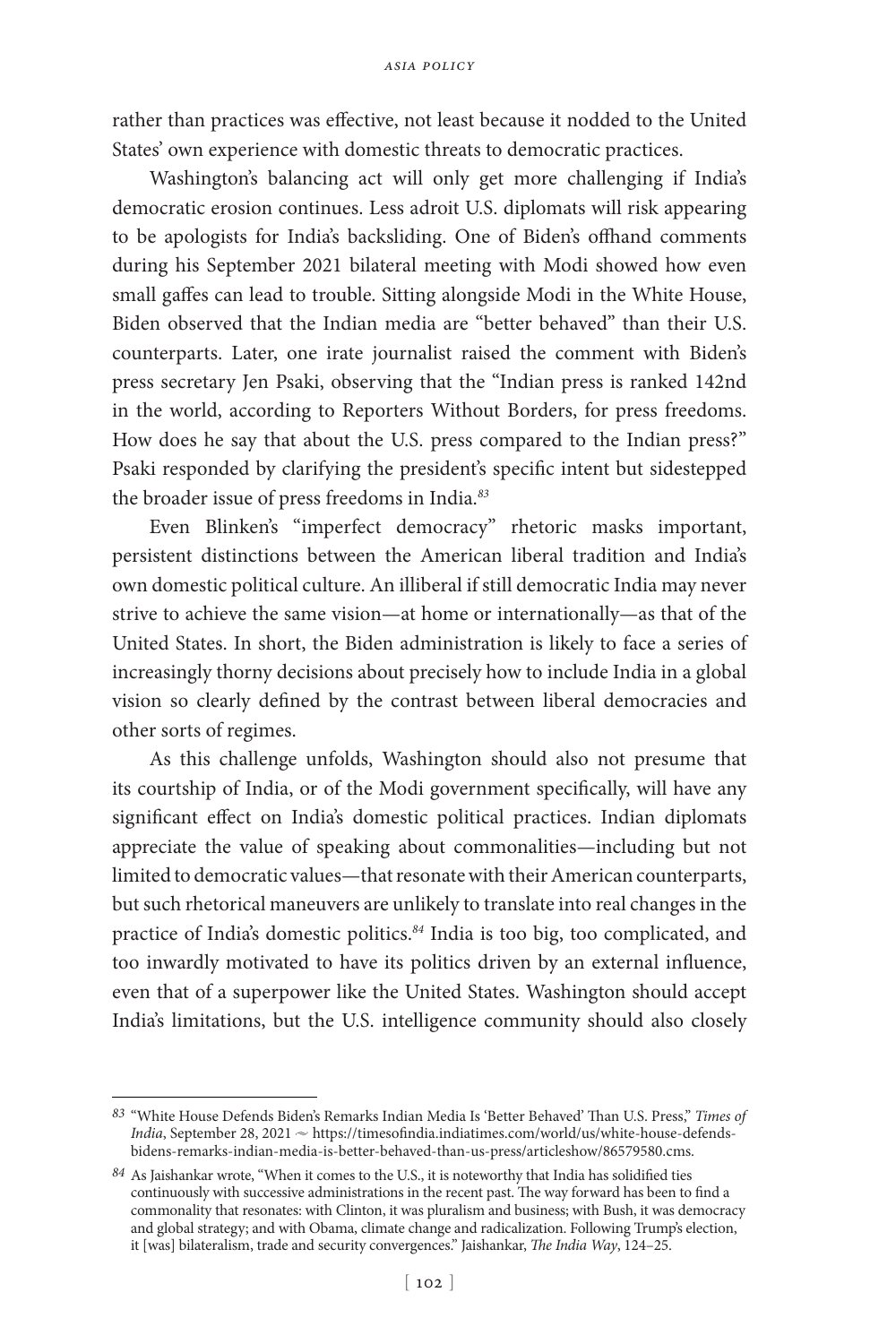rather than practices was effective, not least because it nodded to the United States' own experience with domestic threats to democratic practices.

Washington's balancing act will only get more challenging if India's democratic erosion continues. Less adroit U.S. diplomats will risk appearing to be apologists for India's backsliding. One of Biden's offhand comments during his September 2021 bilateral meeting with Modi showed how even small gaffes can lead to trouble. Sitting alongside Modi in the White House, Biden observed that the Indian media are "better behaved" than their U.S. counterparts. Later, one irate journalist raised the comment with Biden's press secretary Jen Psaki, observing that the "Indian press is ranked 142nd in the world, according to Reporters Without Borders, for press freedoms. How does he say that about the U.S. press compared to the Indian press?" Psaki responded by clarifying the president's specific intent but sidestepped the broader issue of press freedoms in India.[83]

Even Blinken's "imperfect democracy" rhetoric masks important, persistent distinctions between the American liberal tradition and India's own domestic political culture. An illiberal if still democratic India may never strive to achieve the same vision—at home or internationally—as that of the United States. In short, the Biden administration is likely to face a series of increasingly thorny decisions about precisely how to include India in a global vision so clearly defined by the contrast between liberal democracies and other sorts of regimes.

As this challenge unfolds, Washington should also not presume that its courtship of India, or of the Modi government specifically, will have any significant effect on India's domestic political practices. Indian diplomats appreciate the value of speaking about commonalities—including but not limited to democratic values—that resonate with their American counterparts, but such rhetorical maneuvers are unlikely to translate into real changes in the practice of India's domestic politics.[84] India is too big, too complicated, and too inwardly motivated to have its politics driven by an external influence, even that of a superpower like the United States. Washington should accept India's limitations, but the U.S. intelligence community should also closely

---

[83] "White House Defends Biden's Remarks Indian Media Is 'Better Behaved' Than U.S. Press," *Times of India*, September 28, 2021 ~ https://timesofindia.indiatimes.com/world/us/white-house-defends-bidens-remarks-indian-media-is-better-behaved-than-us-press/articleshow/86579580.cms.

[84] As Jaishankar wrote, "When it comes to the U.S., it is noteworthy that India has solidified ties continuously with successive administrations in the recent past. The way forward has been to find a commonality that resonates: with Clinton, it was pluralism and business; with Bush, it was democracy and global strategy; and with Obama, climate change and radicalization. Following Trump's election, it [was] bilateralism, trade and security convergences." Jaishankar, *The India Way*, 124–25.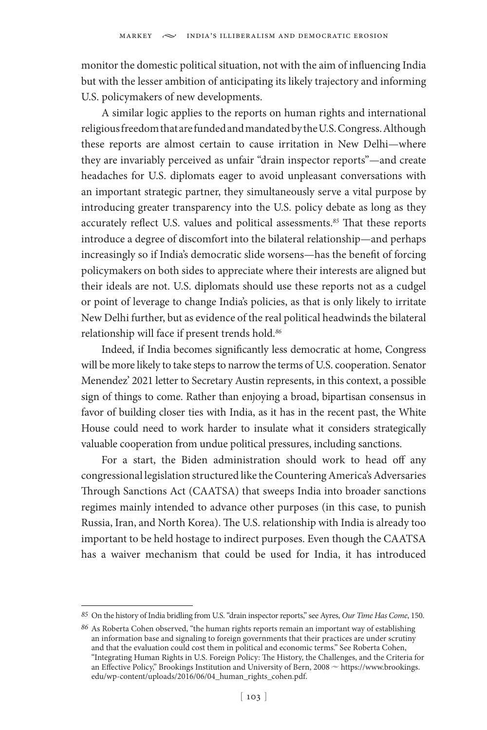monitor the domestic political situation, not with the aim of influencing India but with the lesser ambition of anticipating its likely trajectory and informing U.S. policymakers of new developments.

A similar logic applies to the reports on human rights and international religious freedom that are funded and mandated by the U.S. Congress. Although these reports are almost certain to cause irritation in New Delhi—where they are invariably perceived as unfair "drain inspector reports"—and create headaches for U.S. diplomats eager to avoid unpleasant conversations with an important strategic partner, they simultaneously serve a vital purpose by introducing greater transparency into the U.S. policy debate as long as they accurately reflect U.S. values and political assessments.[85] That these reports introduce a degree of discomfort into the bilateral relationship—and perhaps increasingly so if India's democratic slide worsens—has the benefit of forcing policymakers on both sides to appreciate where their interests are aligned but their ideals are not. U.S. diplomats should use these reports not as a cudgel or point of leverage to change India's policies, as that is only likely to irritate New Delhi further, but as evidence of the real political headwinds the bilateral relationship will face if present trends hold.[86]

Indeed, if India becomes significantly less democratic at home, Congress will be more likely to take steps to narrow the terms of U.S. cooperation. Senator Menendez' 2021 letter to Secretary Austin represents, in this context, a possible sign of things to come. Rather than enjoying a broad, bipartisan consensus in favor of building closer ties with India, as it has in the recent past, the White House could need to work harder to insulate what it considers strategically valuable cooperation from undue political pressures, including sanctions.

For a start, the Biden administration should work to head off any congressional legislation structured like the Countering America's Adversaries Through Sanctions Act (CAATSA) that sweeps India into broader sanctions regimes mainly intended to advance other purposes (in this case, to punish Russia, Iran, and North Korea). The U.S. relationship with India is already too important to be held hostage to indirect purposes. Even though the CAATSA has a waiver mechanism that could be used for India, it has introduced

---

85 On the history of India bridling from U.S. "drain inspector reports," see Ayres, *Our Time Has Come*, 150.

86 As Roberta Cohen observed, "the human rights reports remain an important way of establishing an information base and signaling to foreign governments that their practices are under scrutiny and that the evaluation could cost them in political and economic terms." See Roberta Cohen, "Integrating Human Rights in U.S. Foreign Policy: The History, the Challenges, and the Criteria for an Effective Policy," Brookings Institution and University of Bern, 2008 ~ https://www.brookings.edu/wp-content/uploads/2016/06/04_human_rights_cohen.pdf.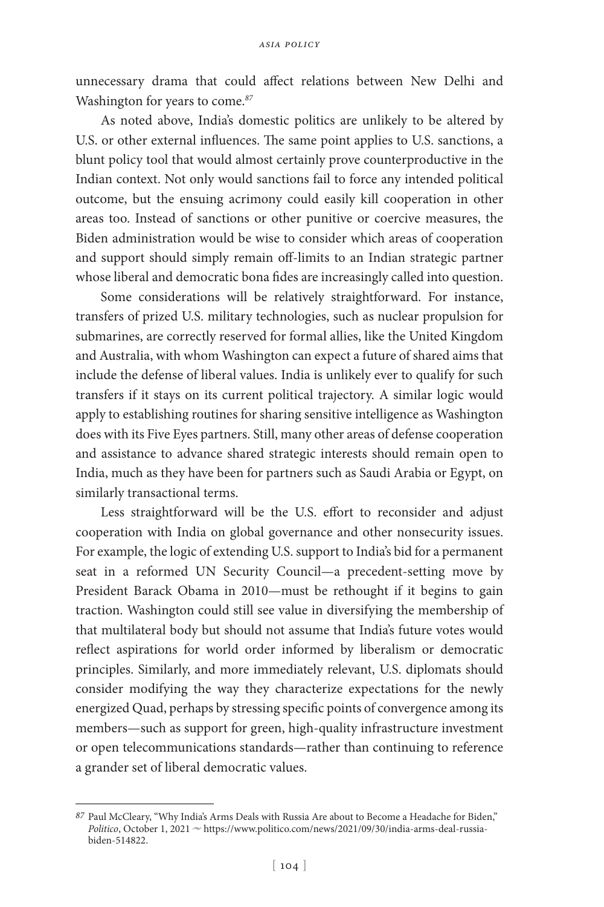unnecessary drama that could affect relations between New Delhi and Washington for years to come.[87]

As noted above, India's domestic politics are unlikely to be altered by U.S. or other external influences. The same point applies to U.S. sanctions, a blunt policy tool that would almost certainly prove counterproductive in the Indian context. Not only would sanctions fail to force any intended political outcome, but the ensuing acrimony could easily kill cooperation in other areas too. Instead of sanctions or other punitive or coercive measures, the Biden administration would be wise to consider which areas of cooperation and support should simply remain off-limits to an Indian strategic partner whose liberal and democratic bona fides are increasingly called into question.

Some considerations will be relatively straightforward. For instance, transfers of prized U.S. military technologies, such as nuclear propulsion for submarines, are correctly reserved for formal allies, like the United Kingdom and Australia, with whom Washington can expect a future of shared aims that include the defense of liberal values. India is unlikely ever to qualify for such transfers if it stays on its current political trajectory. A similar logic would apply to establishing routines for sharing sensitive intelligence as Washington does with its Five Eyes partners. Still, many other areas of defense cooperation and assistance to advance shared strategic interests should remain open to India, much as they have been for partners such as Saudi Arabia or Egypt, on similarly transactional terms.

Less straightforward will be the U.S. effort to reconsider and adjust cooperation with India on global governance and other nonsecurity issues. For example, the logic of extending U.S. support to India's bid for a permanent seat in a reformed UN Security Council—a precedent-setting move by President Barack Obama in 2010—must be rethought if it begins to gain traction. Washington could still see value in diversifying the membership of that multilateral body but should not assume that India's future votes would reflect aspirations for world order informed by liberalism or democratic principles. Similarly, and more immediately relevant, U.S. diplomats should consider modifying the way they characterize expectations for the newly energized Quad, perhaps by stressing specific points of convergence among its members—such as support for green, high-quality infrastructure investment or open telecommunications standards—rather than continuing to reference a grander set of liberal democratic values.

---

[87] Paul McCleary, "Why India's Arms Deals with Russia Are about to Become a Headache for Biden," *Politico*, October 1, 2021 ~ https://www.politico.com/news/2021/09/30/india-arms-deal-russia-biden-514822.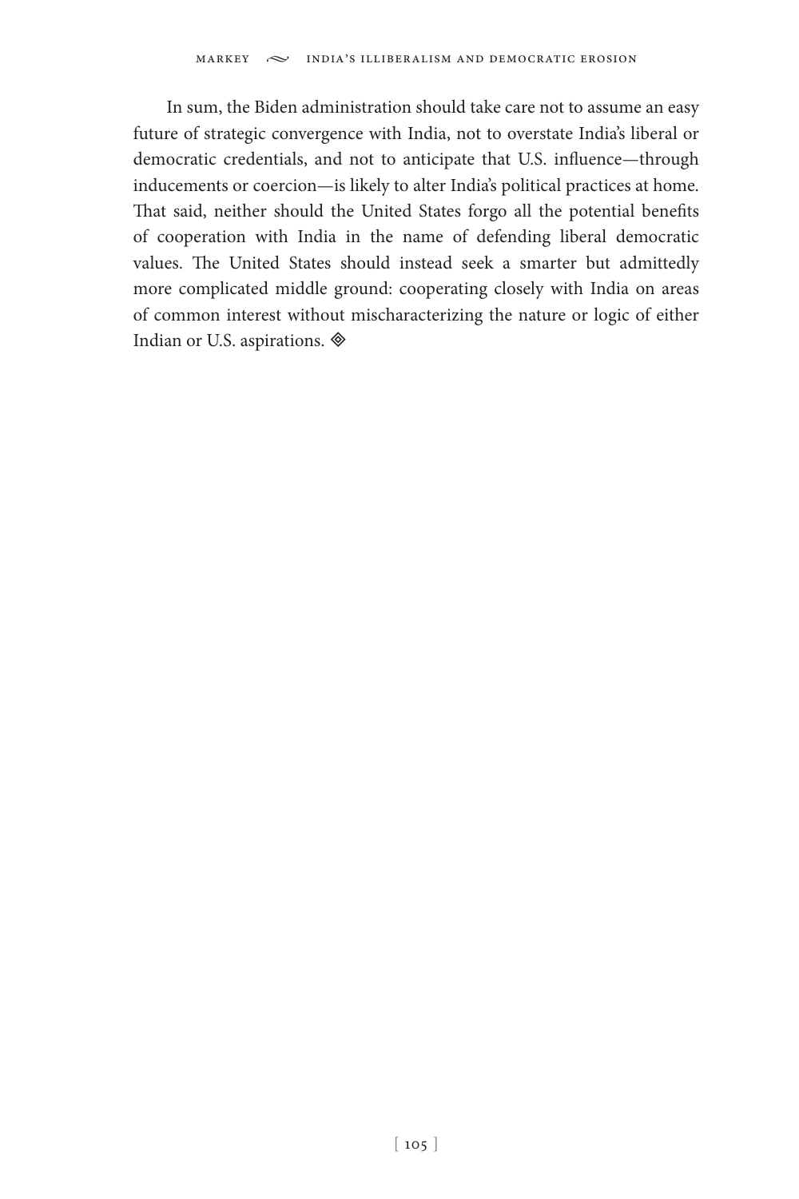In sum, the Biden administration should take care not to assume an easy future of strategic convergence with India, not to overstate India's liberal or democratic credentials, and not to anticipate that U.S. influence—through inducements or coercion—is likely to alter India's political practices at home. That said, neither should the United States forgo all the potential benefits of cooperation with India in the name of defending liberal democratic values. The United States should instead seek a smarter but admittedly more complicated middle ground: cooperating closely with India on areas of common interest without mischaracterizing the nature or logic of either Indian or U.S. aspirations. ◈